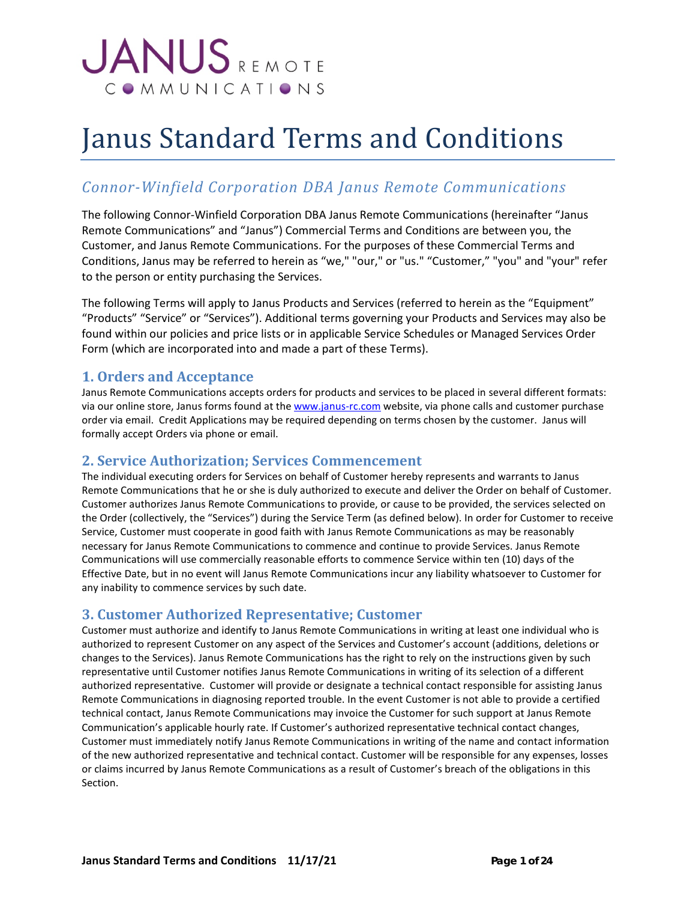# Janus Standard Terms and Conditions

## *Connor-Winfield Corporation DBA Janus Remote Communications*

The following Connor-Winfield Corporation DBA Janus Remote Communications (hereinafter "Janus Remote Communications" and "Janus") Commercial Terms and Conditions are between you, the Customer, and Janus Remote Communications. For the purposes of these Commercial Terms and Conditions, Janus may be referred to herein as "we," "our," or "us." "Customer," "you" and "your" refer to the person or entity purchasing the Services.

The following Terms will apply to Janus Products and Services (referred to herein as the "Equipment" "Products" "Service" or "Services"). Additional terms governing your Products and Services may also be found within our policies and price lists or in applicable Service Schedules or Managed Services Order Form (which are incorporated into and made a part of these Terms).

### 1. Orders and Acceptance

Janus Remote Communications accepts orders for products and services to be placed in several different formats: via our online store, Janus forms found at the www.janus-rc.com website, via phone calls and customer purchase order via email. Credit Applications may be required depending on terms chosen by the customer. Janus will formally accept Orders via phone or email.

### 2. Service Authorization; Services Commencement

The individual executing orders for Services on behalf of Customer hereby represents and warrants to Janus Remote Communications that he or she is duly authorized to execute and deliver the Order on behalf of Customer. Customer authorizes Janus Remote Communications to provide, or cause to be provided, the services selected on the Order (collectively, the "Services") during the Service Term (as defined below). In order for Customer to receive Service, Customer must cooperate in good faith with Janus Remote Communications as may be reasonably necessary for Janus Remote Communications to commence and continue to provide Services. Janus Remote Communications will use commercially reasonable efforts to commence Service within ten (10) days of the Effective Date, but in no event will Janus Remote Communications incur any liability whatsoever to Customer for any inability to commence services by such date.

### 3. Customer Authorized Representative; Customer

Customer must authorize and identify to Janus Remote Communications in writing at least one individual who is authorized to represent Customer on any aspect of the Services and Customer's account (additions, deletions or changes to the Services). Janus Remote Communications has the right to rely on the instructions given by such representative until Customer notifies Janus Remote Communications in writing of its selection of a different authorized representative. Customer will provide or designate a technical contact responsible for assisting Janus Remote Communications in diagnosing reported trouble. In the event Customer is not able to provide a certified technical contact, Janus Remote Communications may invoice the Customer for such support at Janus Remote Communication's applicable hourly rate. If Customer's authorized representative technical contact changes, Customer must immediately notify Janus Remote Communications in writing of the name and contact information of the new authorized representative and technical contact. Customer will be responsible for any expenses, losses or claims incurred by Janus Remote Communications as a result of Customer's breach of the obligations in this Section.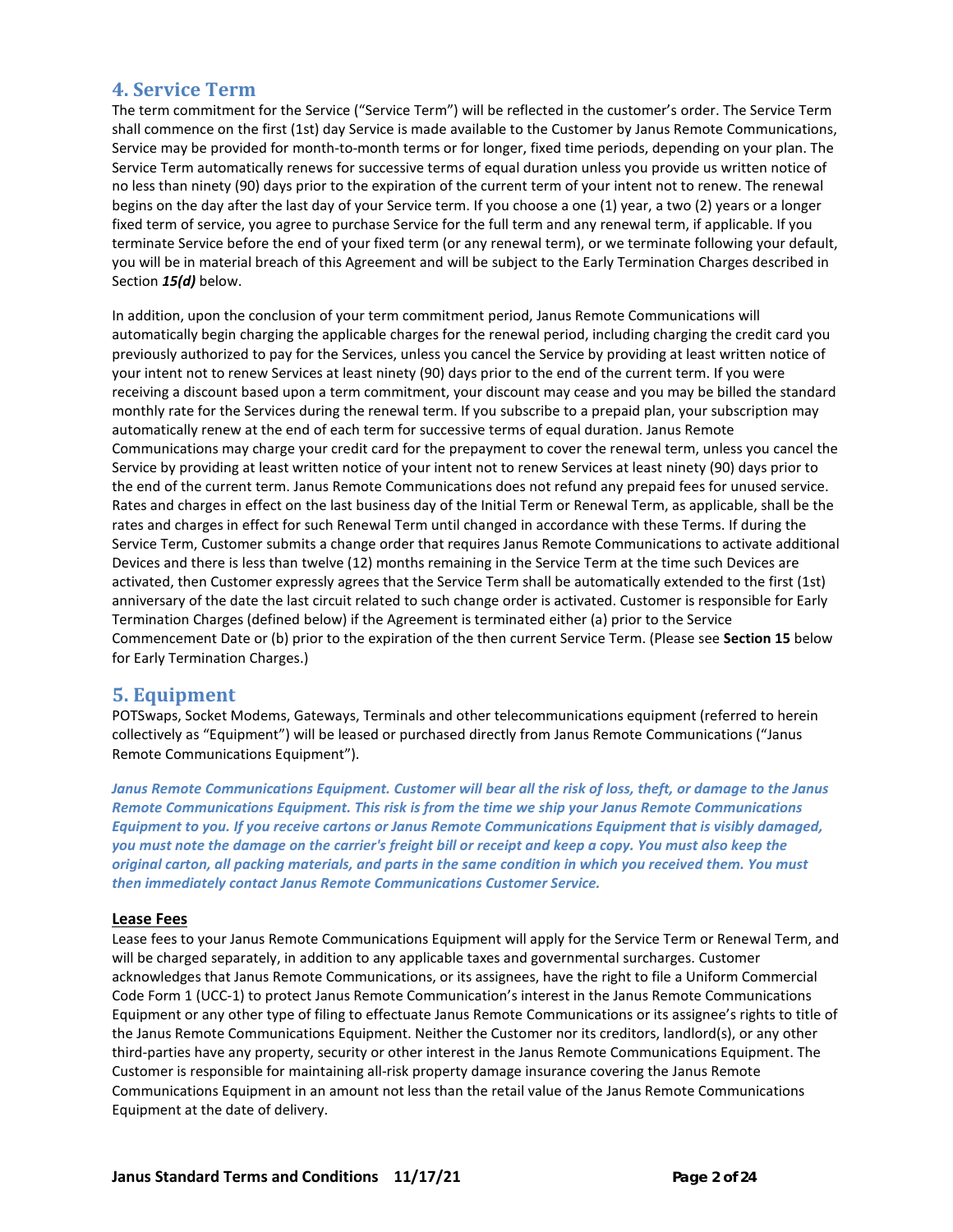## 4. Service Term

The term commitment for the Service ("Service Term") will be reflected in the customer's order. The Service Term shall commence on the first (1st) day Service is made available to the Customer by Janus Remote Communications, Service may be provided for month-to-month terms or for longer, fixed time periods, depending on your plan. The Service Term automatically renews for successive terms of equal duration unless you provide us written notice of no less than ninety (90) days prior to the expiration of the current term of your intent not to renew. The renewal begins on the day after the last day of your Service term. If you choose a one (1) year, a two (2) years or a longer fixed term of service, you agree to purchase Service for the full term and any renewal term, if applicable. If you terminate Service before the end of your fixed term (or any renewal term), or we terminate following your default, you will be in material breach of this Agreement and will be subject to the Early Termination Charges described in Section ***15(d)*** below.

In addition, upon the conclusion of your term commitment period, Janus Remote Communications will automatically begin charging the applicable charges for the renewal period, including charging the credit card you previously authorized to pay for the Services, unless you cancel the Service by providing at least written notice of your intent not to renew Services at least ninety (90) days prior to the end of the current term. If you were receiving a discount based upon a term commitment, your discount may cease and you may be billed the standard monthly rate for the Services during the renewal term. If you subscribe to a prepaid plan, your subscription may automatically renew at the end of each term for successive terms of equal duration. Janus Remote Communications may charge your credit card for the prepayment to cover the renewal term, unless you cancel the Service by providing at least written notice of your intent not to renew Services at least ninety (90) days prior to the end of the current term. Janus Remote Communications does not refund any prepaid fees for unused service. Rates and charges in effect on the last business day of the Initial Term or Renewal Term, as applicable, shall be the rates and charges in effect for such Renewal Term until changed in accordance with these Terms. If during the Service Term, Customer submits a change order that requires Janus Remote Communications to activate additional Devices and there is less than twelve (12) months remaining in the Service Term at the time such Devices are activated, then Customer expressly agrees that the Service Term shall be automatically extended to the first (1st) anniversary of the date the last circuit related to such change order is activated. Customer is responsible for Early Termination Charges (defined below) if the Agreement is terminated either (a) prior to the Service Commencement Date or (b) prior to the expiration of the then current Service Term. (Please see **Section 15** below for Early Termination Charges.)

## 5. Equipment

POTSwaps, Socket Modems, Gateways, Terminals and other telecommunications equipment (referred to herein collectively as "Equipment") will be leased or purchased directly from Janus Remote Communications ("Janus Remote Communications Equipment").

***Janus Remote Communications Equipment. Customer will bear all the risk of loss, theft, or damage to the Janus Remote Communications Equipment. This risk is from the time we ship your Janus Remote Communications Equipment to you. If you receive cartons or Janus Remote Communications Equipment that is visibly damaged, you must note the damage on the carrier's freight bill or receipt and keep a copy. You must also keep the original carton, all packing materials, and parts in the same condition in which you received them. You must then immediately contact Janus Remote Communications Customer Service.***

### Lease Fees

Lease fees to your Janus Remote Communications Equipment will apply for the Service Term or Renewal Term, and will be charged separately, in addition to any applicable taxes and governmental surcharges. Customer acknowledges that Janus Remote Communications, or its assignees, have the right to file a Uniform Commercial Code Form 1 (UCC-1) to protect Janus Remote Communication's interest in the Janus Remote Communications Equipment or any other type of filing to effectuate Janus Remote Communications or its assignee's rights to title of the Janus Remote Communications Equipment. Neither the Customer nor its creditors, landlord(s), or any other third-parties have any property, security or other interest in the Janus Remote Communications Equipment. The Customer is responsible for maintaining all-risk property damage insurance covering the Janus Remote Communications Equipment in an amount not less than the retail value of the Janus Remote Communications Equipment at the date of delivery.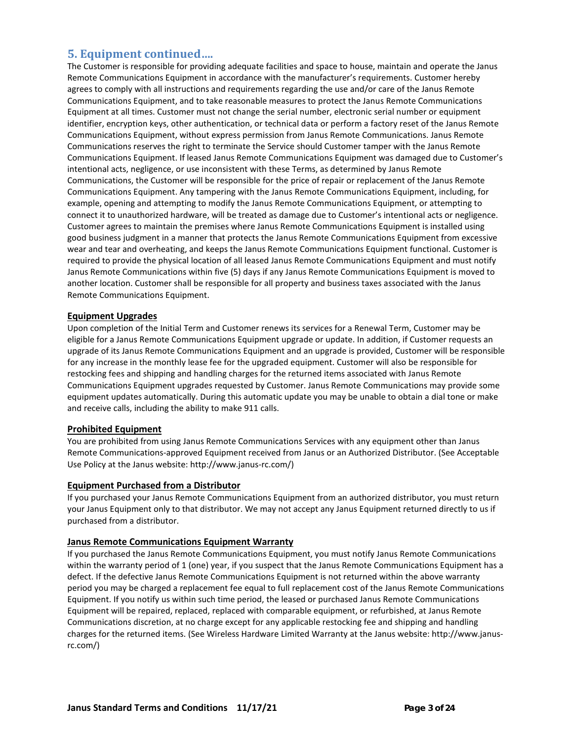## 5. Equipment continued….

The Customer is responsible for providing adequate facilities and space to house, maintain and operate the Janus Remote Communications Equipment in accordance with the manufacturer's requirements. Customer hereby agrees to comply with all instructions and requirements regarding the use and/or care of the Janus Remote Communications Equipment, and to take reasonable measures to protect the Janus Remote Communications Equipment at all times. Customer must not change the serial number, electronic serial number or equipment identifier, encryption keys, other authentication, or technical data or perform a factory reset of the Janus Remote Communications Equipment, without express permission from Janus Remote Communications. Janus Remote Communications reserves the right to terminate the Service should Customer tamper with the Janus Remote Communications Equipment. If leased Janus Remote Communications Equipment was damaged due to Customer's intentional acts, negligence, or use inconsistent with these Terms, as determined by Janus Remote Communications, the Customer will be responsible for the price of repair or replacement of the Janus Remote Communications Equipment. Any tampering with the Janus Remote Communications Equipment, including, for example, opening and attempting to modify the Janus Remote Communications Equipment, or attempting to connect it to unauthorized hardware, will be treated as damage due to Customer's intentional acts or negligence. Customer agrees to maintain the premises where Janus Remote Communications Equipment is installed using good business judgment in a manner that protects the Janus Remote Communications Equipment from excessive wear and tear and overheating, and keeps the Janus Remote Communications Equipment functional. Customer is required to provide the physical location of all leased Janus Remote Communications Equipment and must notify Janus Remote Communications within five (5) days if any Janus Remote Communications Equipment is moved to another location. Customer shall be responsible for all property and business taxes associated with the Janus Remote Communications Equipment.

### Equipment Upgrades

Upon completion of the Initial Term and Customer renews its services for a Renewal Term, Customer may be eligible for a Janus Remote Communications Equipment upgrade or update. In addition, if Customer requests an upgrade of its Janus Remote Communications Equipment and an upgrade is provided, Customer will be responsible for any increase in the monthly lease fee for the upgraded equipment. Customer will also be responsible for restocking fees and shipping and handling charges for the returned items associated with Janus Remote Communications Equipment upgrades requested by Customer. Janus Remote Communications may provide some equipment updates automatically. During this automatic update you may be unable to obtain a dial tone or make and receive calls, including the ability to make 911 calls.

### Prohibited Equipment

You are prohibited from using Janus Remote Communications Services with any equipment other than Janus Remote Communications-approved Equipment received from Janus or an Authorized Distributor. (See Acceptable Use Policy at the Janus website: http://www.janus-rc.com/)

### Equipment Purchased from a Distributor

If you purchased your Janus Remote Communications Equipment from an authorized distributor, you must return your Janus Equipment only to that distributor. We may not accept any Janus Equipment returned directly to us if purchased from a distributor.

### Janus Remote Communications Equipment Warranty

If you purchased the Janus Remote Communications Equipment, you must notify Janus Remote Communications within the warranty period of 1 (one) year, if you suspect that the Janus Remote Communications Equipment has a defect. If the defective Janus Remote Communications Equipment is not returned within the above warranty period you may be charged a replacement fee equal to full replacement cost of the Janus Remote Communications Equipment. If you notify us within such time period, the leased or purchased Janus Remote Communications Equipment will be repaired, replaced, replaced with comparable equipment, or refurbished, at Janus Remote Communications discretion, at no charge except for any applicable restocking fee and shipping and handling charges for the returned items. (See Wireless Hardware Limited Warranty at the Janus website: http://www.janus-rc.com/)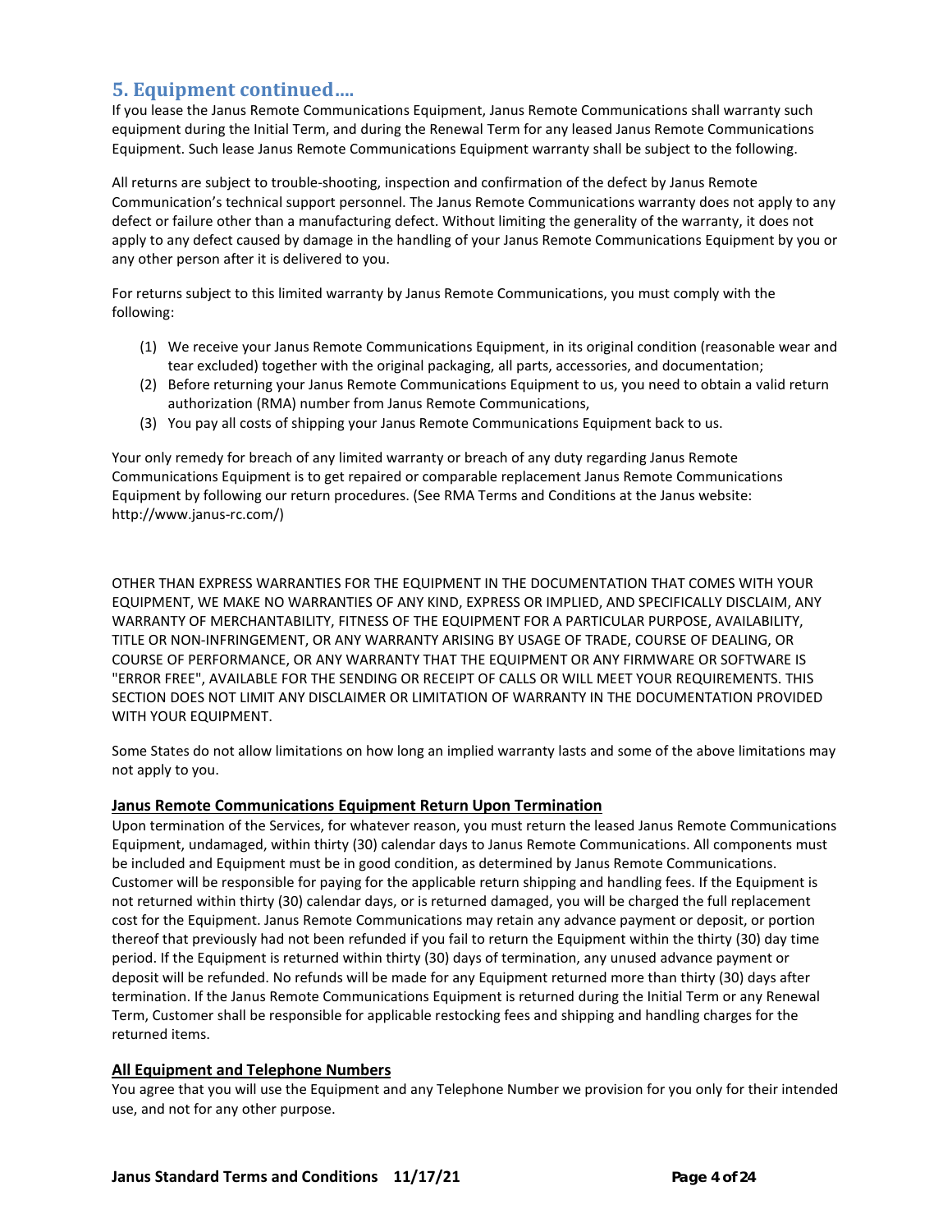## 5. Equipment continued….

If you lease the Janus Remote Communications Equipment, Janus Remote Communications shall warranty such equipment during the Initial Term, and during the Renewal Term for any leased Janus Remote Communications Equipment. Such lease Janus Remote Communications Equipment warranty shall be subject to the following.

All returns are subject to trouble-shooting, inspection and confirmation of the defect by Janus Remote Communication's technical support personnel. The Janus Remote Communications warranty does not apply to any defect or failure other than a manufacturing defect. Without limiting the generality of the warranty, it does not apply to any defect caused by damage in the handling of your Janus Remote Communications Equipment by you or any other person after it is delivered to you.

For returns subject to this limited warranty by Janus Remote Communications, you must comply with the following:

(1) We receive your Janus Remote Communications Equipment, in its original condition (reasonable wear and tear excluded) together with the original packaging, all parts, accessories, and documentation;
(2) Before returning your Janus Remote Communications Equipment to us, you need to obtain a valid return authorization (RMA) number from Janus Remote Communications,
(3) You pay all costs of shipping your Janus Remote Communications Equipment back to us.

Your only remedy for breach of any limited warranty or breach of any duty regarding Janus Remote Communications Equipment is to get repaired or comparable replacement Janus Remote Communications Equipment by following our return procedures. (See RMA Terms and Conditions at the Janus website: http://www.janus-rc.com/)

OTHER THAN EXPRESS WARRANTIES FOR THE EQUIPMENT IN THE DOCUMENTATION THAT COMES WITH YOUR EQUIPMENT, WE MAKE NO WARRANTIES OF ANY KIND, EXPRESS OR IMPLIED, AND SPECIFICALLY DISCLAIM, ANY WARRANTY OF MERCHANTABILITY, FITNESS OF THE EQUIPMENT FOR A PARTICULAR PURPOSE, AVAILABILITY, TITLE OR NON-INFRINGEMENT, OR ANY WARRANTY ARISING BY USAGE OF TRADE, COURSE OF DEALING, OR COURSE OF PERFORMANCE, OR ANY WARRANTY THAT THE EQUIPMENT OR ANY FIRMWARE OR SOFTWARE IS "ERROR FREE", AVAILABLE FOR THE SENDING OR RECEIPT OF CALLS OR WILL MEET YOUR REQUIREMENTS. THIS SECTION DOES NOT LIMIT ANY DISCLAIMER OR LIMITATION OF WARRANTY IN THE DOCUMENTATION PROVIDED WITH YOUR EQUIPMENT.

Some States do not allow limitations on how long an implied warranty lasts and some of the above limitations may not apply to you.

**Janus Remote Communications Equipment Return Upon Termination**

Upon termination of the Services, for whatever reason, you must return the leased Janus Remote Communications Equipment, undamaged, within thirty (30) calendar days to Janus Remote Communications. All components must be included and Equipment must be in good condition, as determined by Janus Remote Communications. Customer will be responsible for paying for the applicable return shipping and handling fees. If the Equipment is not returned within thirty (30) calendar days, or is returned damaged, you will be charged the full replacement cost for the Equipment. Janus Remote Communications may retain any advance payment or deposit, or portion thereof that previously had not been refunded if you fail to return the Equipment within the thirty (30) day time period. If the Equipment is returned within thirty (30) days of termination, any unused advance payment or deposit will be refunded. No refunds will be made for any Equipment returned more than thirty (30) days after termination. If the Janus Remote Communications Equipment is returned during the Initial Term or any Renewal Term, Customer shall be responsible for applicable restocking fees and shipping and handling charges for the returned items.

**All Equipment and Telephone Numbers**

You agree that you will use the Equipment and any Telephone Number we provision for you only for their intended use, and not for any other purpose.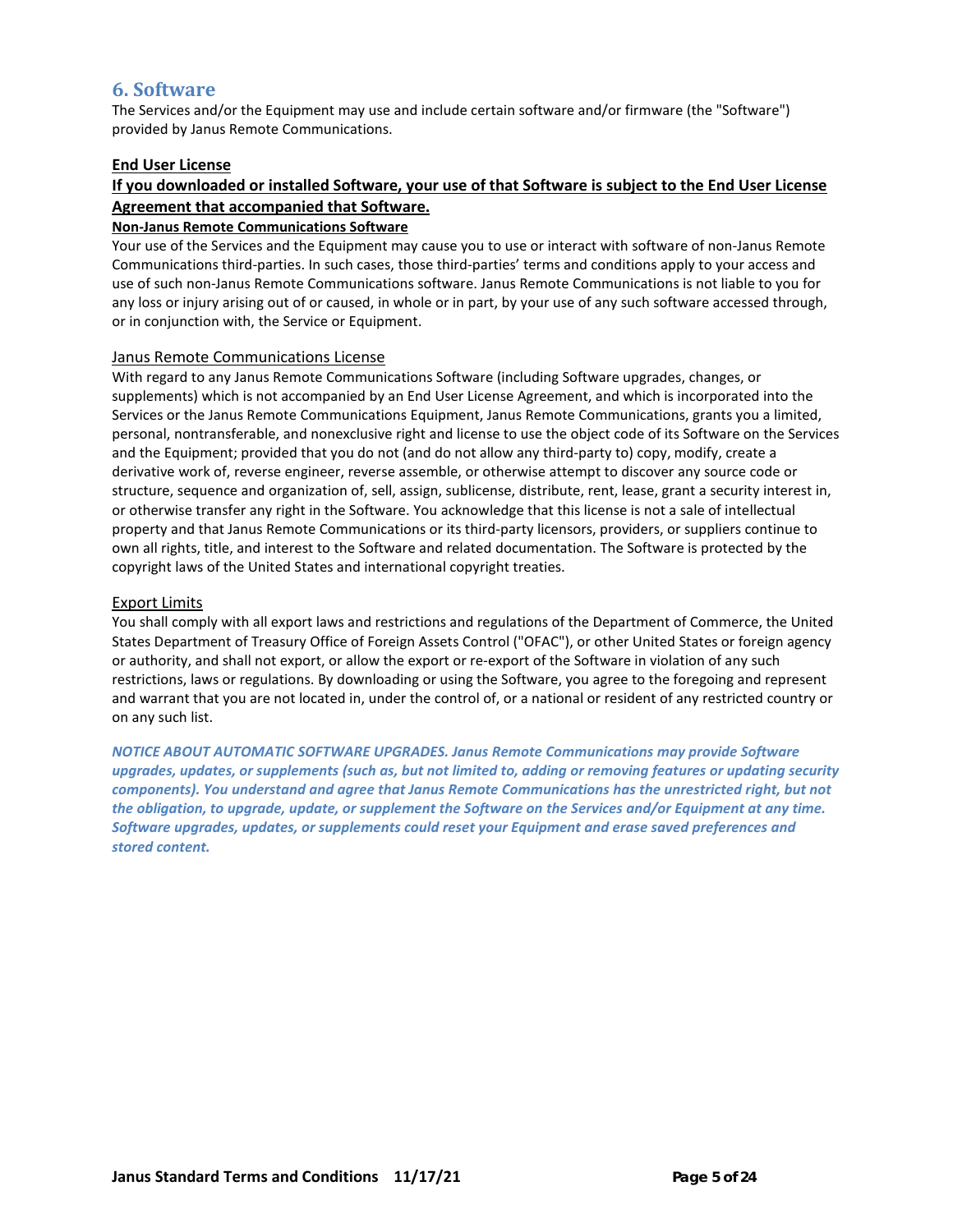## 6. Software

The Services and/or the Equipment may use and include certain software and/or firmware (the "Software") provided by Janus Remote Communications.

### End User License

**If you downloaded or installed Software, your use of that Software is subject to the End User License Agreement that accompanied that Software.**

#### Non-Janus Remote Communications Software

Your use of the Services and the Equipment may cause you to use or interact with software of non-Janus Remote Communications third-parties. In such cases, those third-parties' terms and conditions apply to your access and use of such non-Janus Remote Communications software. Janus Remote Communications is not liable to you for any loss or injury arising out of or caused, in whole or in part, by your use of any such software accessed through, or in conjunction with, the Service or Equipment.

#### Janus Remote Communications License

With regard to any Janus Remote Communications Software (including Software upgrades, changes, or supplements) which is not accompanied by an End User License Agreement, and which is incorporated into the Services or the Janus Remote Communications Equipment, Janus Remote Communications, grants you a limited, personal, nontransferable, and nonexclusive right and license to use the object code of its Software on the Services and the Equipment; provided that you do not (and do not allow any third-party to) copy, modify, create a derivative work of, reverse engineer, reverse assemble, or otherwise attempt to discover any source code or structure, sequence and organization of, sell, assign, sublicense, distribute, rent, lease, grant a security interest in, or otherwise transfer any right in the Software. You acknowledge that this license is not a sale of intellectual property and that Janus Remote Communications or its third-party licensors, providers, or suppliers continue to own all rights, title, and interest to the Software and related documentation. The Software is protected by the copyright laws of the United States and international copyright treaties.

#### Export Limits

You shall comply with all export laws and restrictions and regulations of the Department of Commerce, the United States Department of Treasury Office of Foreign Assets Control ("OFAC"), or other United States or foreign agency or authority, and shall not export, or allow the export or re-export of the Software in violation of any such restrictions, laws or regulations. By downloading or using the Software, you agree to the foregoing and represent and warrant that you are not located in, under the control of, or a national or resident of any restricted country or on any such list.

***NOTICE ABOUT AUTOMATIC SOFTWARE UPGRADES. Janus Remote Communications may provide Software upgrades, updates, or supplements (such as, but not limited to, adding or removing features or updating security components). You understand and agree that Janus Remote Communications has the unrestricted right, but not the obligation, to upgrade, update, or supplement the Software on the Services and/or Equipment at any time. Software upgrades, updates, or supplements could reset your Equipment and erase saved preferences and stored content.***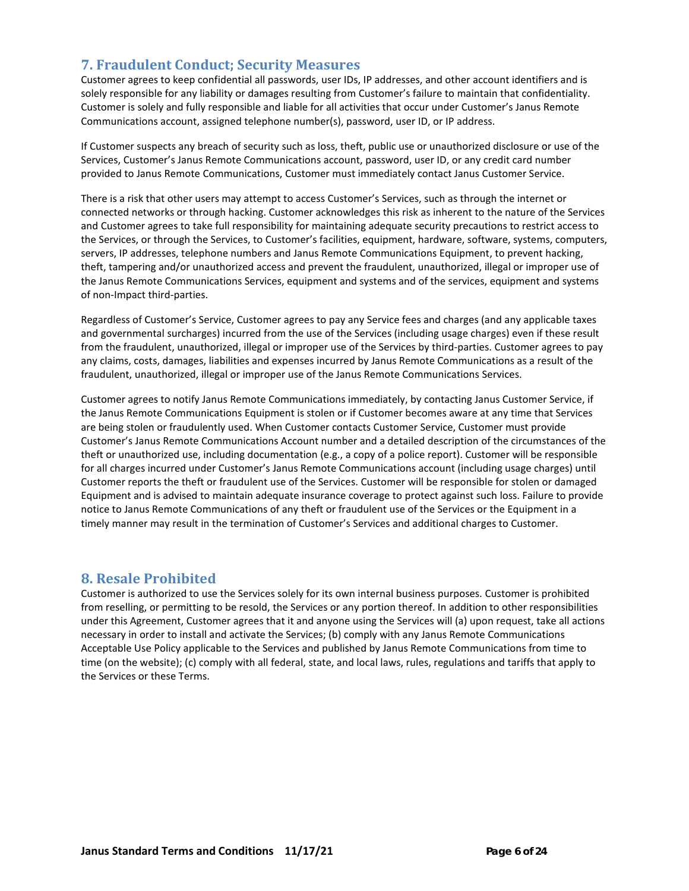## 7. Fraudulent Conduct; Security Measures

Customer agrees to keep confidential all passwords, user IDs, IP addresses, and other account identifiers and is solely responsible for any liability or damages resulting from Customer's failure to maintain that confidentiality. Customer is solely and fully responsible and liable for all activities that occur under Customer's Janus Remote Communications account, assigned telephone number(s), password, user ID, or IP address.

If Customer suspects any breach of security such as loss, theft, public use or unauthorized disclosure or use of the Services, Customer's Janus Remote Communications account, password, user ID, or any credit card number provided to Janus Remote Communications, Customer must immediately contact Janus Customer Service.

There is a risk that other users may attempt to access Customer's Services, such as through the internet or connected networks or through hacking. Customer acknowledges this risk as inherent to the nature of the Services and Customer agrees to take full responsibility for maintaining adequate security precautions to restrict access to the Services, or through the Services, to Customer's facilities, equipment, hardware, software, systems, computers, servers, IP addresses, telephone numbers and Janus Remote Communications Equipment, to prevent hacking, theft, tampering and/or unauthorized access and prevent the fraudulent, unauthorized, illegal or improper use of the Janus Remote Communications Services, equipment and systems and of the services, equipment and systems of non-Impact third-parties.

Regardless of Customer's Service, Customer agrees to pay any Service fees and charges (and any applicable taxes and governmental surcharges) incurred from the use of the Services (including usage charges) even if these result from the fraudulent, unauthorized, illegal or improper use of the Services by third-parties. Customer agrees to pay any claims, costs, damages, liabilities and expenses incurred by Janus Remote Communications as a result of the fraudulent, unauthorized, illegal or improper use of the Janus Remote Communications Services.

Customer agrees to notify Janus Remote Communications immediately, by contacting Janus Customer Service, if the Janus Remote Communications Equipment is stolen or if Customer becomes aware at any time that Services are being stolen or fraudulently used. When Customer contacts Customer Service, Customer must provide Customer's Janus Remote Communications Account number and a detailed description of the circumstances of the theft or unauthorized use, including documentation (e.g., a copy of a police report). Customer will be responsible for all charges incurred under Customer's Janus Remote Communications account (including usage charges) until Customer reports the theft or fraudulent use of the Services. Customer will be responsible for stolen or damaged Equipment and is advised to maintain adequate insurance coverage to protect against such loss. Failure to provide notice to Janus Remote Communications of any theft or fraudulent use of the Services or the Equipment in a timely manner may result in the termination of Customer's Services and additional charges to Customer.

## 8. Resale Prohibited

Customer is authorized to use the Services solely for its own internal business purposes. Customer is prohibited from reselling, or permitting to be resold, the Services or any portion thereof. In addition to other responsibilities under this Agreement, Customer agrees that it and anyone using the Services will (a) upon request, take all actions necessary in order to install and activate the Services; (b) comply with any Janus Remote Communications Acceptable Use Policy applicable to the Services and published by Janus Remote Communications from time to time (on the website); (c) comply with all federal, state, and local laws, rules, regulations and tariffs that apply to the Services or these Terms.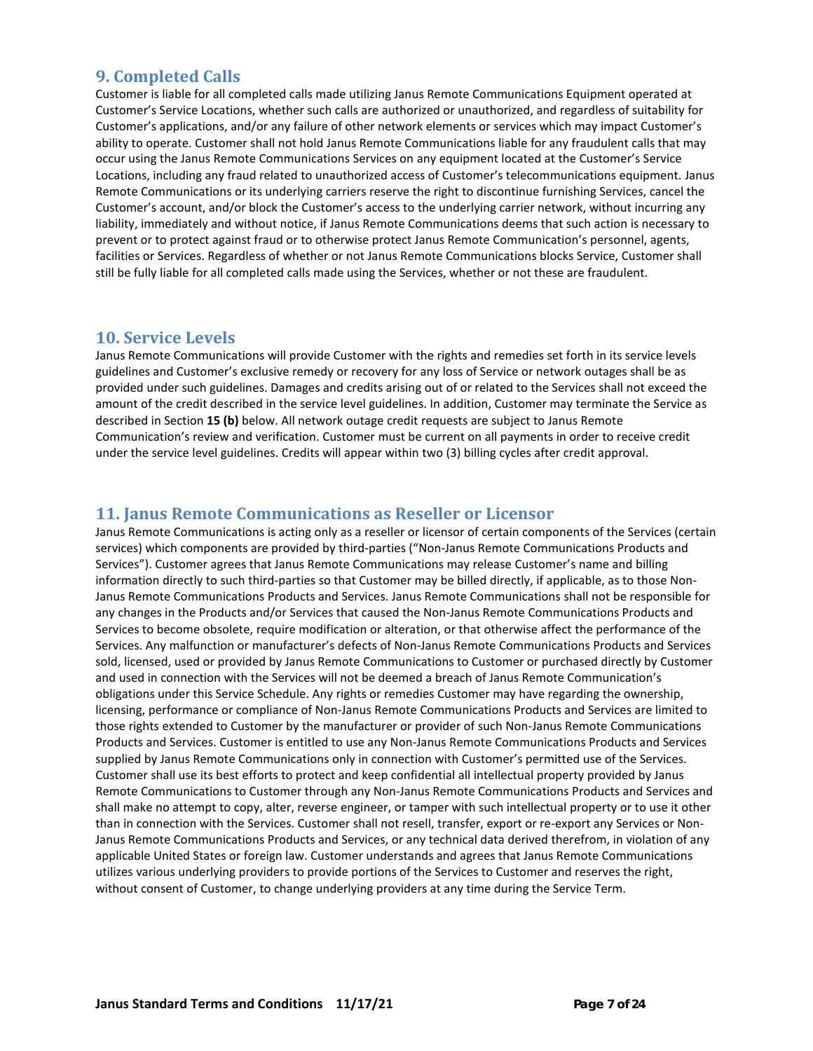## 9. Completed Calls

Customer is liable for all completed calls made utilizing Janus Remote Communications Equipment operated at Customer's Service Locations, whether such calls are authorized or unauthorized, and regardless of suitability for Customer's applications, and/or any failure of other network elements or services which may impact Customer's ability to operate. Customer shall not hold Janus Remote Communications liable for any fraudulent calls that may occur using the Janus Remote Communications Services on any equipment located at the Customer's Service Locations, including any fraud related to unauthorized access of Customer's telecommunications equipment. Janus Remote Communications or its underlying carriers reserve the right to discontinue furnishing Services, cancel the Customer's account, and/or block the Customer's access to the underlying carrier network, without incurring any liability, immediately and without notice, if Janus Remote Communications deems that such action is necessary to prevent or to protect against fraud or to otherwise protect Janus Remote Communication's personnel, agents, facilities or Services. Regardless of whether or not Janus Remote Communications blocks Service, Customer shall still be fully liable for all completed calls made using the Services, whether or not these are fraudulent.

## 10. Service Levels

Janus Remote Communications will provide Customer with the rights and remedies set forth in its service levels guidelines and Customer's exclusive remedy or recovery for any loss of Service or network outages shall be as provided under such guidelines. Damages and credits arising out of or related to the Services shall not exceed the amount of the credit described in the service level guidelines. In addition, Customer may terminate the Service as described in Section **15 (b)** below. All network outage credit requests are subject to Janus Remote Communication's review and verification. Customer must be current on all payments in order to receive credit under the service level guidelines. Credits will appear within two (3) billing cycles after credit approval.

## 11. Janus Remote Communications as Reseller or Licensor

Janus Remote Communications is acting only as a reseller or licensor of certain components of the Services (certain services) which components are provided by third-parties ("Non-Janus Remote Communications Products and Services"). Customer agrees that Janus Remote Communications may release Customer's name and billing information directly to such third-parties so that Customer may be billed directly, if applicable, as to those Non-Janus Remote Communications Products and Services. Janus Remote Communications shall not be responsible for any changes in the Products and/or Services that caused the Non-Janus Remote Communications Products and Services to become obsolete, require modification or alteration, or that otherwise affect the performance of the Services. Any malfunction or manufacturer's defects of Non-Janus Remote Communications Products and Services sold, licensed, used or provided by Janus Remote Communications to Customer or purchased directly by Customer and used in connection with the Services will not be deemed a breach of Janus Remote Communication's obligations under this Service Schedule. Any rights or remedies Customer may have regarding the ownership, licensing, performance or compliance of Non-Janus Remote Communications Products and Services are limited to those rights extended to Customer by the manufacturer or provider of such Non-Janus Remote Communications Products and Services. Customer is entitled to use any Non-Janus Remote Communications Products and Services supplied by Janus Remote Communications only in connection with Customer's permitted use of the Services. Customer shall use its best efforts to protect and keep confidential all intellectual property provided by Janus Remote Communications to Customer through any Non-Janus Remote Communications Products and Services and shall make no attempt to copy, alter, reverse engineer, or tamper with such intellectual property or to use it other than in connection with the Services. Customer shall not resell, transfer, export or re-export any Services or Non-Janus Remote Communications Products and Services, or any technical data derived therefrom, in violation of any applicable United States or foreign law. Customer understands and agrees that Janus Remote Communications utilizes various underlying providers to provide portions of the Services to Customer and reserves the right, without consent of Customer, to change underlying providers at any time during the Service Term.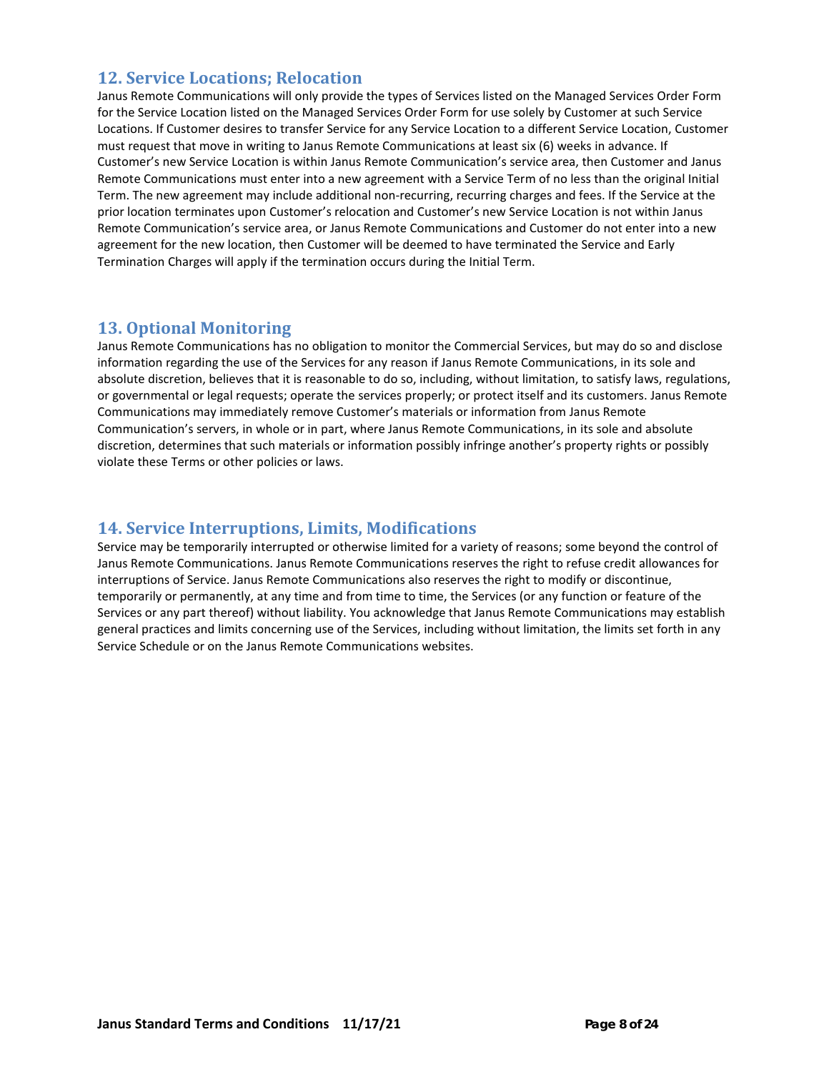## 12. Service Locations; Relocation

Janus Remote Communications will only provide the types of Services listed on the Managed Services Order Form for the Service Location listed on the Managed Services Order Form for use solely by Customer at such Service Locations. If Customer desires to transfer Service for any Service Location to a different Service Location, Customer must request that move in writing to Janus Remote Communications at least six (6) weeks in advance. If Customer's new Service Location is within Janus Remote Communication's service area, then Customer and Janus Remote Communications must enter into a new agreement with a Service Term of no less than the original Initial Term. The new agreement may include additional non-recurring, recurring charges and fees. If the Service at the prior location terminates upon Customer's relocation and Customer's new Service Location is not within Janus Remote Communication's service area, or Janus Remote Communications and Customer do not enter into a new agreement for the new location, then Customer will be deemed to have terminated the Service and Early Termination Charges will apply if the termination occurs during the Initial Term.

## 13. Optional Monitoring

Janus Remote Communications has no obligation to monitor the Commercial Services, but may do so and disclose information regarding the use of the Services for any reason if Janus Remote Communications, in its sole and absolute discretion, believes that it is reasonable to do so, including, without limitation, to satisfy laws, regulations, or governmental or legal requests; operate the services properly; or protect itself and its customers. Janus Remote Communications may immediately remove Customer's materials or information from Janus Remote Communication's servers, in whole or in part, where Janus Remote Communications, in its sole and absolute discretion, determines that such materials or information possibly infringe another's property rights or possibly violate these Terms or other policies or laws.

## 14. Service Interruptions, Limits, Modifications

Service may be temporarily interrupted or otherwise limited for a variety of reasons; some beyond the control of Janus Remote Communications. Janus Remote Communications reserves the right to refuse credit allowances for interruptions of Service. Janus Remote Communications also reserves the right to modify or discontinue, temporarily or permanently, at any time and from time to time, the Services (or any function or feature of the Services or any part thereof) without liability. You acknowledge that Janus Remote Communications may establish general practices and limits concerning use of the Services, including without limitation, the limits set forth in any Service Schedule or on the Janus Remote Communications websites.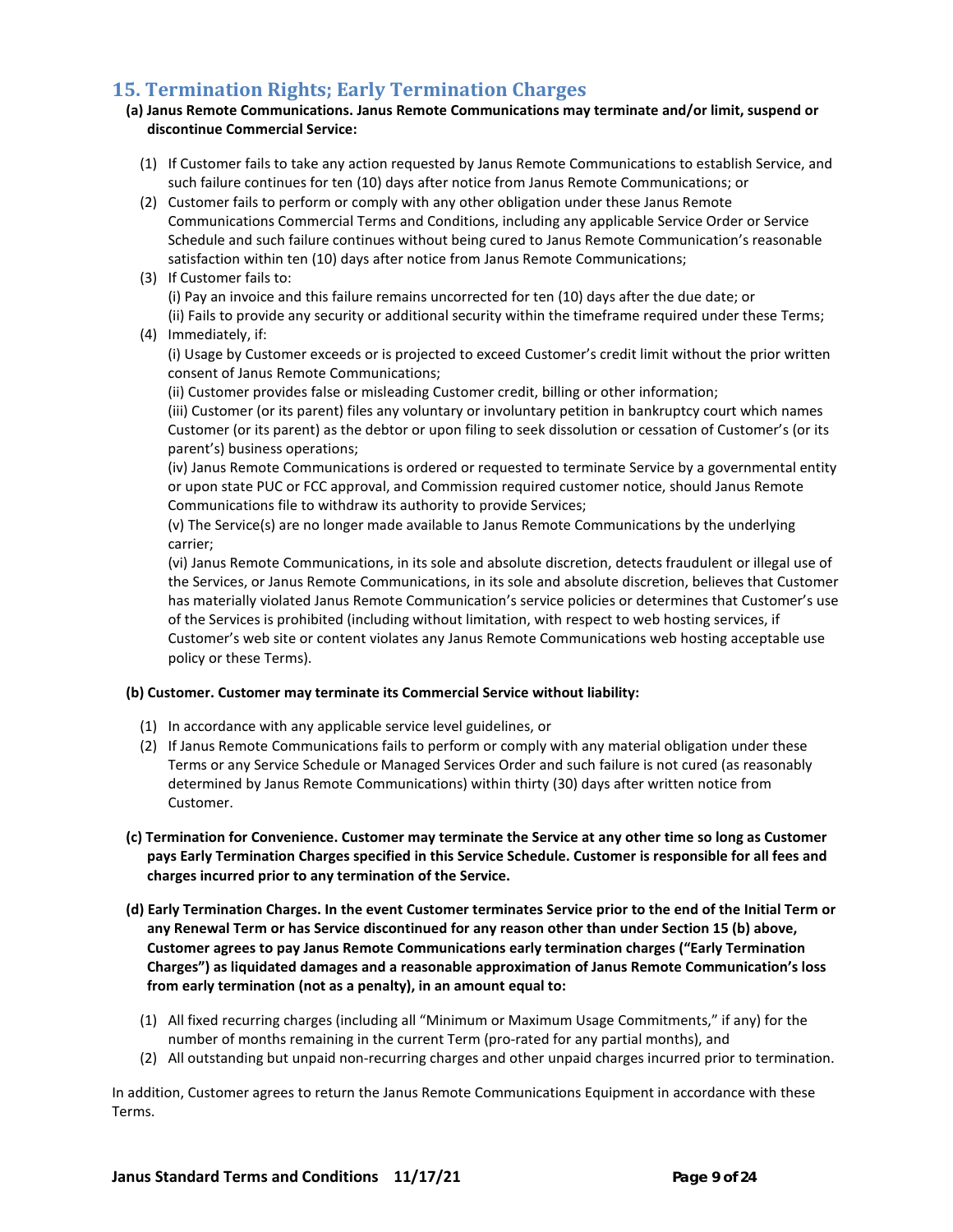## 15. Termination Rights; Early Termination Charges

**(a) Janus Remote Communications. Janus Remote Communications may terminate and/or limit, suspend or discontinue Commercial Service:**

(1) If Customer fails to take any action requested by Janus Remote Communications to establish Service, and such failure continues for ten (10) days after notice from Janus Remote Communications; or

(2) Customer fails to perform or comply with any other obligation under these Janus Remote Communications Commercial Terms and Conditions, including any applicable Service Order or Service Schedule and such failure continues without being cured to Janus Remote Communication's reasonable satisfaction within ten (10) days after notice from Janus Remote Communications;

(3) If Customer fails to:
(i) Pay an invoice and this failure remains uncorrected for ten (10) days after the due date; or
(ii) Fails to provide any security or additional security within the timeframe required under these Terms;

(4) Immediately, if:
(i) Usage by Customer exceeds or is projected to exceed Customer's credit limit without the prior written consent of Janus Remote Communications;
(ii) Customer provides false or misleading Customer credit, billing or other information;
(iii) Customer (or its parent) files any voluntary or involuntary petition in bankruptcy court which names Customer (or its parent) as the debtor or upon filing to seek dissolution or cessation of Customer's (or its parent's) business operations;
(iv) Janus Remote Communications is ordered or requested to terminate Service by a governmental entity or upon state PUC or FCC approval, and Commission required customer notice, should Janus Remote Communications file to withdraw its authority to provide Services;
(v) The Service(s) are no longer made available to Janus Remote Communications by the underlying carrier;
(vi) Janus Remote Communications, in its sole and absolute discretion, detects fraudulent or illegal use of the Services, or Janus Remote Communications, in its sole and absolute discretion, believes that Customer has materially violated Janus Remote Communication's service policies or determines that Customer's use of the Services is prohibited (including without limitation, with respect to web hosting services, if Customer's web site or content violates any Janus Remote Communications web hosting acceptable use policy or these Terms).

**(b) Customer. Customer may terminate its Commercial Service without liability:**

(1) In accordance with any applicable service level guidelines, or

(2) If Janus Remote Communications fails to perform or comply with any material obligation under these Terms or any Service Schedule or Managed Services Order and such failure is not cured (as reasonably determined by Janus Remote Communications) within thirty (30) days after written notice from Customer.

**(c) Termination for Convenience. Customer may terminate the Service at any other time so long as Customer pays Early Termination Charges specified in this Service Schedule. Customer is responsible for all fees and charges incurred prior to any termination of the Service.**

**(d) Early Termination Charges. In the event Customer terminates Service prior to the end of the Initial Term or any Renewal Term or has Service discontinued for any reason other than under Section 15 (b) above, Customer agrees to pay Janus Remote Communications early termination charges ("Early Termination Charges") as liquidated damages and a reasonable approximation of Janus Remote Communication's loss from early termination (not as a penalty), in an amount equal to:**

(1) All fixed recurring charges (including all "Minimum or Maximum Usage Commitments," if any) for the number of months remaining in the current Term (pro-rated for any partial months), and

(2) All outstanding but unpaid non-recurring charges and other unpaid charges incurred prior to termination.

In addition, Customer agrees to return the Janus Remote Communications Equipment in accordance with these Terms.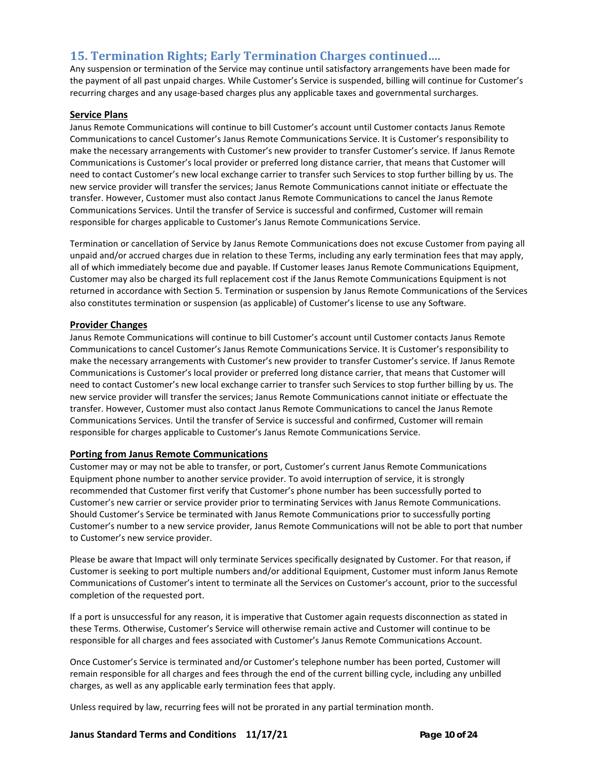## 15. Termination Rights; Early Termination Charges continued….

Any suspension or termination of the Service may continue until satisfactory arrangements have been made for the payment of all past unpaid charges. While Customer's Service is suspended, billing will continue for Customer's recurring charges and any usage-based charges plus any applicable taxes and governmental surcharges.

### Service Plans

Janus Remote Communications will continue to bill Customer's account until Customer contacts Janus Remote Communications to cancel Customer's Janus Remote Communications Service. It is Customer's responsibility to make the necessary arrangements with Customer's new provider to transfer Customer's service. If Janus Remote Communications is Customer's local provider or preferred long distance carrier, that means that Customer will need to contact Customer's new local exchange carrier to transfer such Services to stop further billing by us. The new service provider will transfer the services; Janus Remote Communications cannot initiate or effectuate the transfer. However, Customer must also contact Janus Remote Communications to cancel the Janus Remote Communications Services. Until the transfer of Service is successful and confirmed, Customer will remain responsible for charges applicable to Customer's Janus Remote Communications Service.

Termination or cancellation of Service by Janus Remote Communications does not excuse Customer from paying all unpaid and/or accrued charges due in relation to these Terms, including any early termination fees that may apply, all of which immediately become due and payable. If Customer leases Janus Remote Communications Equipment, Customer may also be charged its full replacement cost if the Janus Remote Communications Equipment is not returned in accordance with Section 5. Termination or suspension by Janus Remote Communications of the Services also constitutes termination or suspension (as applicable) of Customer's license to use any Software.

### Provider Changes

Janus Remote Communications will continue to bill Customer's account until Customer contacts Janus Remote Communications to cancel Customer's Janus Remote Communications Service. It is Customer's responsibility to make the necessary arrangements with Customer's new provider to transfer Customer's service. If Janus Remote Communications is Customer's local provider or preferred long distance carrier, that means that Customer will need to contact Customer's new local exchange carrier to transfer such Services to stop further billing by us. The new service provider will transfer the services; Janus Remote Communications cannot initiate or effectuate the transfer. However, Customer must also contact Janus Remote Communications to cancel the Janus Remote Communications Services. Until the transfer of Service is successful and confirmed, Customer will remain responsible for charges applicable to Customer's Janus Remote Communications Service.

### Porting from Janus Remote Communications

Customer may or may not be able to transfer, or port, Customer's current Janus Remote Communications Equipment phone number to another service provider. To avoid interruption of service, it is strongly recommended that Customer first verify that Customer's phone number has been successfully ported to Customer's new carrier or service provider prior to terminating Services with Janus Remote Communications. Should Customer's Service be terminated with Janus Remote Communications prior to successfully porting Customer's number to a new service provider, Janus Remote Communications will not be able to port that number to Customer's new service provider.

Please be aware that Impact will only terminate Services specifically designated by Customer. For that reason, if Customer is seeking to port multiple numbers and/or additional Equipment, Customer must inform Janus Remote Communications of Customer's intent to terminate all the Services on Customer's account, prior to the successful completion of the requested port.

If a port is unsuccessful for any reason, it is imperative that Customer again requests disconnection as stated in these Terms. Otherwise, Customer's Service will otherwise remain active and Customer will continue to be responsible for all charges and fees associated with Customer's Janus Remote Communications Account.

Once Customer's Service is terminated and/or Customer's telephone number has been ported, Customer will remain responsible for all charges and fees through the end of the current billing cycle, including any unbilled charges, as well as any applicable early termination fees that apply.

Unless required by law, recurring fees will not be prorated in any partial termination month.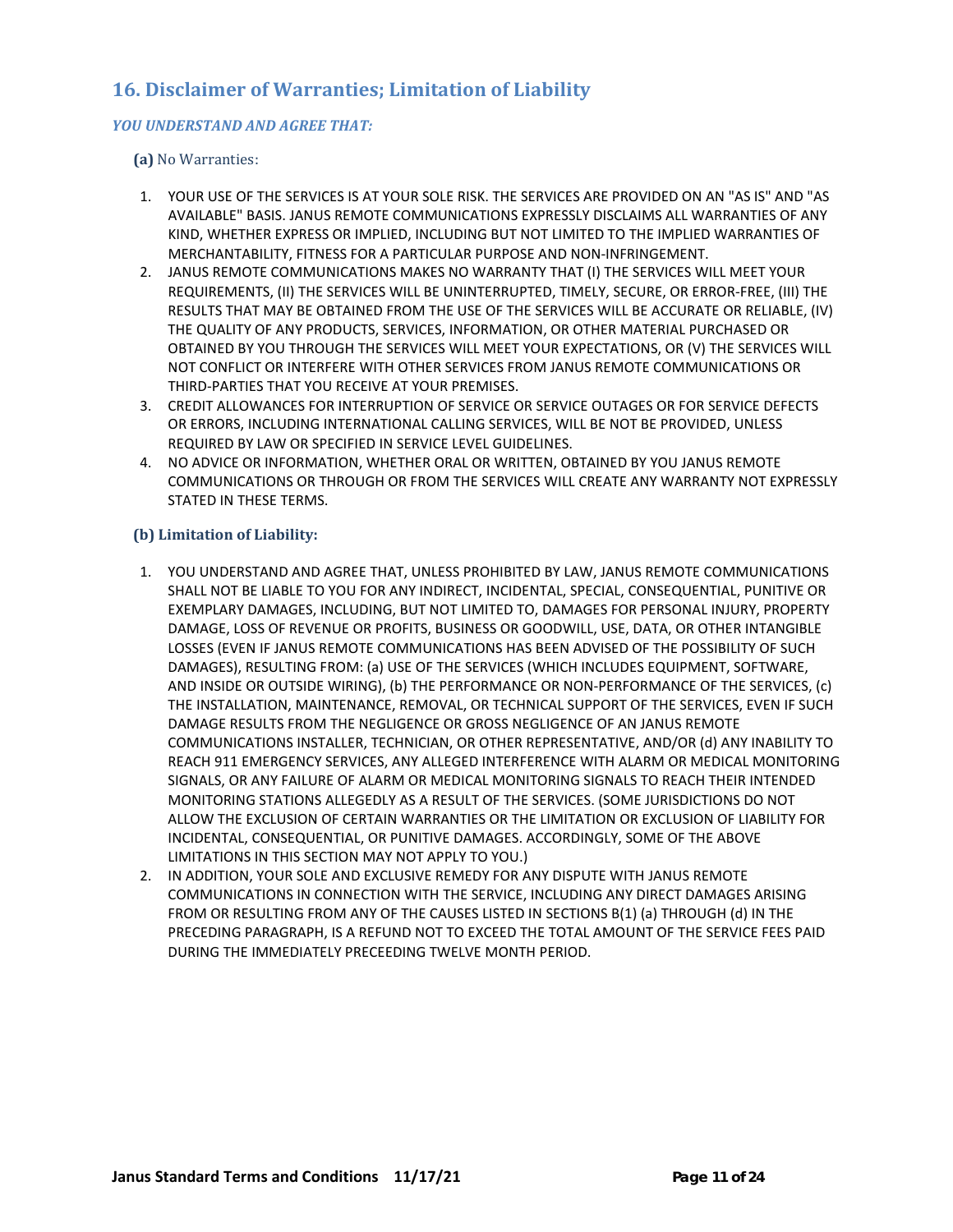## 16. Disclaimer of Warranties; Limitation of Liability

***YOU UNDERSTAND AND AGREE THAT:***

**(a)** No Warranties:

1. YOUR USE OF THE SERVICES IS AT YOUR SOLE RISK. THE SERVICES ARE PROVIDED ON AN "AS IS" AND "AS AVAILABLE" BASIS. JANUS REMOTE COMMUNICATIONS EXPRESSLY DISCLAIMS ALL WARRANTIES OF ANY KIND, WHETHER EXPRESS OR IMPLIED, INCLUDING BUT NOT LIMITED TO THE IMPLIED WARRANTIES OF MERCHANTABILITY, FITNESS FOR A PARTICULAR PURPOSE AND NON-INFRINGEMENT.
2. JANUS REMOTE COMMUNICATIONS MAKES NO WARRANTY THAT (I) THE SERVICES WILL MEET YOUR REQUIREMENTS, (II) THE SERVICES WILL BE UNINTERRUPTED, TIMELY, SECURE, OR ERROR-FREE, (III) THE RESULTS THAT MAY BE OBTAINED FROM THE USE OF THE SERVICES WILL BE ACCURATE OR RELIABLE, (IV) THE QUALITY OF ANY PRODUCTS, SERVICES, INFORMATION, OR OTHER MATERIAL PURCHASED OR OBTAINED BY YOU THROUGH THE SERVICES WILL MEET YOUR EXPECTATIONS, OR (V) THE SERVICES WILL NOT CONFLICT OR INTERFERE WITH OTHER SERVICES FROM JANUS REMOTE COMMUNICATIONS OR THIRD-PARTIES THAT YOU RECEIVE AT YOUR PREMISES.
3. CREDIT ALLOWANCES FOR INTERRUPTION OF SERVICE OR SERVICE OUTAGES OR FOR SERVICE DEFECTS OR ERRORS, INCLUDING INTERNATIONAL CALLING SERVICES, WILL BE NOT BE PROVIDED, UNLESS REQUIRED BY LAW OR SPECIFIED IN SERVICE LEVEL GUIDELINES.
4. NO ADVICE OR INFORMATION, WHETHER ORAL OR WRITTEN, OBTAINED BY YOU JANUS REMOTE COMMUNICATIONS OR THROUGH OR FROM THE SERVICES WILL CREATE ANY WARRANTY NOT EXPRESSLY STATED IN THESE TERMS.

**(b) Limitation of Liability:**

1. YOU UNDERSTAND AND AGREE THAT, UNLESS PROHIBITED BY LAW, JANUS REMOTE COMMUNICATIONS SHALL NOT BE LIABLE TO YOU FOR ANY INDIRECT, INCIDENTAL, SPECIAL, CONSEQUENTIAL, PUNITIVE OR EXEMPLARY DAMAGES, INCLUDING, BUT NOT LIMITED TO, DAMAGES FOR PERSONAL INJURY, PROPERTY DAMAGE, LOSS OF REVENUE OR PROFITS, BUSINESS OR GOODWILL, USE, DATA, OR OTHER INTANGIBLE LOSSES (EVEN IF JANUS REMOTE COMMUNICATIONS HAS BEEN ADVISED OF THE POSSIBILITY OF SUCH DAMAGES), RESULTING FROM: (a) USE OF THE SERVICES (WHICH INCLUDES EQUIPMENT, SOFTWARE, AND INSIDE OR OUTSIDE WIRING), (b) THE PERFORMANCE OR NON-PERFORMANCE OF THE SERVICES, (c) THE INSTALLATION, MAINTENANCE, REMOVAL, OR TECHNICAL SUPPORT OF THE SERVICES, EVEN IF SUCH DAMAGE RESULTS FROM THE NEGLIGENCE OR GROSS NEGLIGENCE OF AN JANUS REMOTE COMMUNICATIONS INSTALLER, TECHNICIAN, OR OTHER REPRESENTATIVE, AND/OR (d) ANY INABILITY TO REACH 911 EMERGENCY SERVICES, ANY ALLEGED INTERFERENCE WITH ALARM OR MEDICAL MONITORING SIGNALS, OR ANY FAILURE OF ALARM OR MEDICAL MONITORING SIGNALS TO REACH THEIR INTENDED MONITORING STATIONS ALLEGEDLY AS A RESULT OF THE SERVICES. (SOME JURISDICTIONS DO NOT ALLOW THE EXCLUSION OF CERTAIN WARRANTIES OR THE LIMITATION OR EXCLUSION OF LIABILITY FOR INCIDENTAL, CONSEQUENTIAL, OR PUNITIVE DAMAGES. ACCORDINGLY, SOME OF THE ABOVE LIMITATIONS IN THIS SECTION MAY NOT APPLY TO YOU.)
2. IN ADDITION, YOUR SOLE AND EXCLUSIVE REMEDY FOR ANY DISPUTE WITH JANUS REMOTE COMMUNICATIONS IN CONNECTION WITH THE SERVICE, INCLUDING ANY DIRECT DAMAGES ARISING FROM OR RESULTING FROM ANY OF THE CAUSES LISTED IN SECTIONS B(1) (a) THROUGH (d) IN THE PRECEDING PARAGRAPH, IS A REFUND NOT TO EXCEED THE TOTAL AMOUNT OF THE SERVICE FEES PAID DURING THE IMMEDIATELY PRECEEDING TWELVE MONTH PERIOD.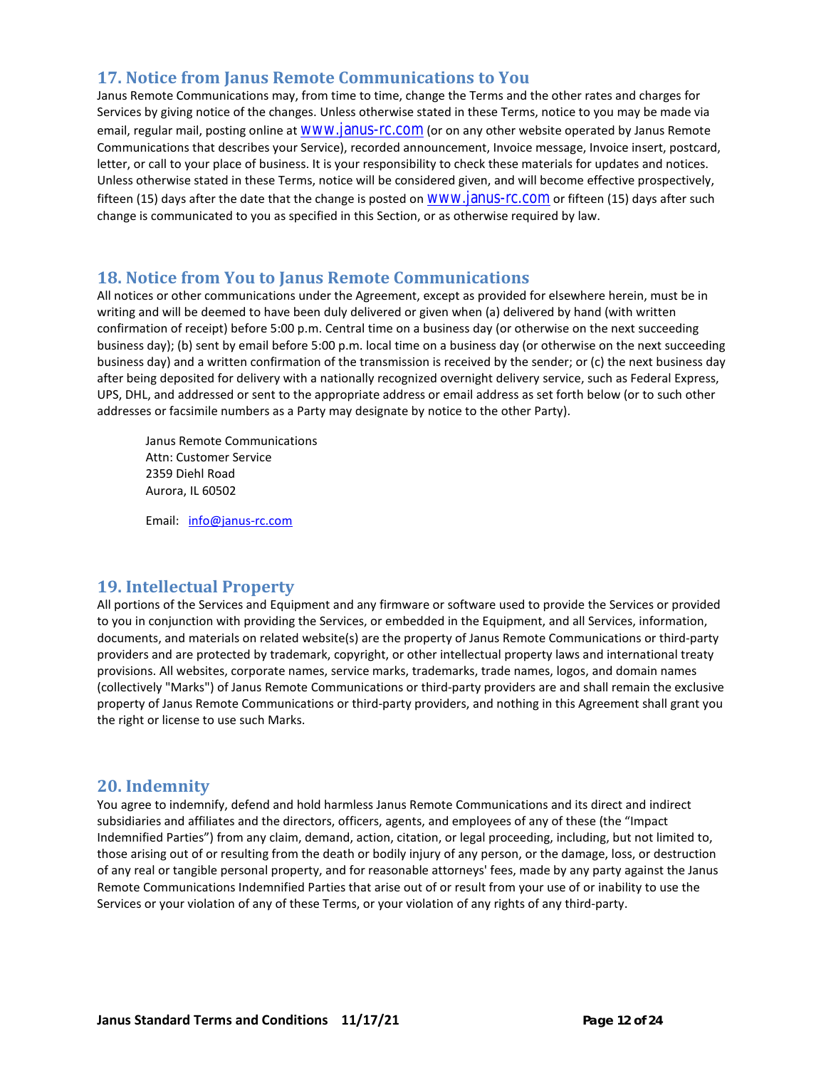## 17. Notice from Janus Remote Communications to You

Janus Remote Communications may, from time to time, change the Terms and the other rates and charges for Services by giving notice of the changes. Unless otherwise stated in these Terms, notice to you may be made via email, regular mail, posting online at www.janus-rc.com (or on any other website operated by Janus Remote Communications that describes your Service), recorded announcement, Invoice message, Invoice insert, postcard, letter, or call to your place of business. It is your responsibility to check these materials for updates and notices. Unless otherwise stated in these Terms, notice will be considered given, and will become effective prospectively, fifteen (15) days after the date that the change is posted on www.janus-rc.com or fifteen (15) days after such change is communicated to you as specified in this Section, or as otherwise required by law.

## 18. Notice from You to Janus Remote Communications

All notices or other communications under the Agreement, except as provided for elsewhere herein, must be in writing and will be deemed to have been duly delivered or given when (a) delivered by hand (with written confirmation of receipt) before 5:00 p.m. Central time on a business day (or otherwise on the next succeeding business day); (b) sent by email before 5:00 p.m. local time on a business day (or otherwise on the next succeeding business day) and a written confirmation of the transmission is received by the sender; or (c) the next business day after being deposited for delivery with a nationally recognized overnight delivery service, such as Federal Express, UPS, DHL, and addressed or sent to the appropriate address or email address as set forth below (or to such other addresses or facsimile numbers as a Party may designate by notice to the other Party).

Janus Remote Communications
Attn: Customer Service
2359 Diehl Road
Aurora, IL 60502

Email: info@janus-rc.com

## 19. Intellectual Property

All portions of the Services and Equipment and any firmware or software used to provide the Services or provided to you in conjunction with providing the Services, or embedded in the Equipment, and all Services, information, documents, and materials on related website(s) are the property of Janus Remote Communications or third-party providers and are protected by trademark, copyright, or other intellectual property laws and international treaty provisions. All websites, corporate names, service marks, trademarks, trade names, logos, and domain names (collectively "Marks") of Janus Remote Communications or third-party providers are and shall remain the exclusive property of Janus Remote Communications or third-party providers, and nothing in this Agreement shall grant you the right or license to use such Marks.

## 20. Indemnity

You agree to indemnify, defend and hold harmless Janus Remote Communications and its direct and indirect subsidiaries and affiliates and the directors, officers, agents, and employees of any of these (the "Impact Indemnified Parties") from any claim, demand, action, citation, or legal proceeding, including, but not limited to, those arising out of or resulting from the death or bodily injury of any person, or the damage, loss, or destruction of any real or tangible personal property, and for reasonable attorneys' fees, made by any party against the Janus Remote Communications Indemnified Parties that arise out of or result from your use of or inability to use the Services or your violation of any of these Terms, or your violation of any rights of any third-party.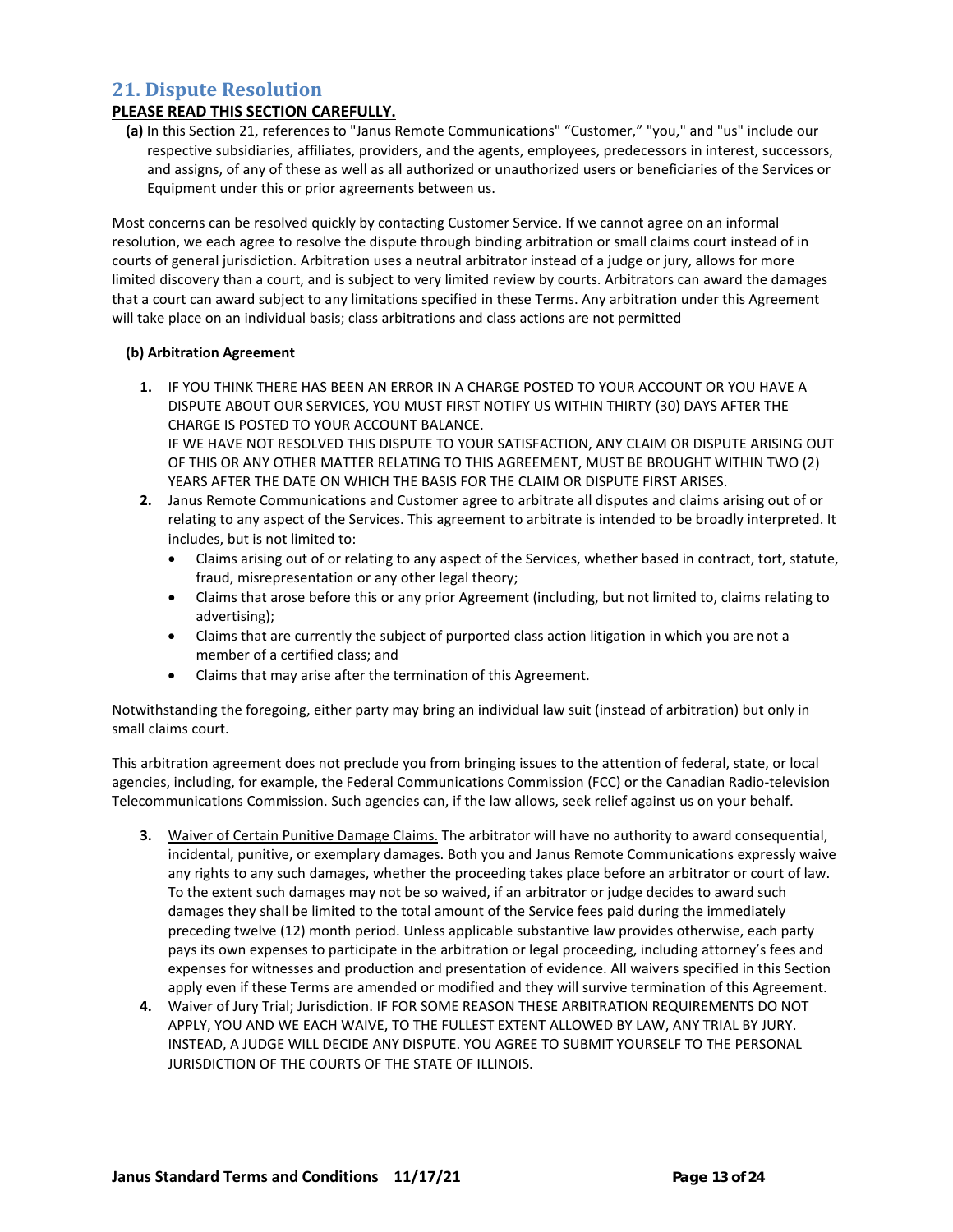## 21. Dispute Resolution

**<u>PLEASE READ THIS SECTION CAREFULLY.</u>**

**(a)** In this Section 21, references to "Janus Remote Communications" “Customer,” "you," and "us" include our respective subsidiaries, affiliates, providers, and the agents, employees, predecessors in interest, successors, and assigns, of any of these as well as all authorized or unauthorized users or beneficiaries of the Services or Equipment under this or prior agreements between us.

Most concerns can be resolved quickly by contacting Customer Service. If we cannot agree on an informal resolution, we each agree to resolve the dispute through binding arbitration or small claims court instead of in courts of general jurisdiction. Arbitration uses a neutral arbitrator instead of a judge or jury, allows for more limited discovery than a court, and is subject to very limited review by courts. Arbitrators can award the damages that a court can award subject to any limitations specified in these Terms. Any arbitration under this Agreement will take place on an individual basis; class arbitrations and class actions are not permitted

**(b) Arbitration Agreement**

1. IF YOU THINK THERE HAS BEEN AN ERROR IN A CHARGE POSTED TO YOUR ACCOUNT OR YOU HAVE A DISPUTE ABOUT OUR SERVICES, YOU MUST FIRST NOTIFY US WITHIN THIRTY (30) DAYS AFTER THE CHARGE IS POSTED TO YOUR ACCOUNT BALANCE.
   IF WE HAVE NOT RESOLVED THIS DISPUTE TO YOUR SATISFACTION, ANY CLAIM OR DISPUTE ARISING OUT OF THIS OR ANY OTHER MATTER RELATING TO THIS AGREEMENT, MUST BE BROUGHT WITHIN TWO (2) YEARS AFTER THE DATE ON WHICH THE BASIS FOR THE CLAIM OR DISPUTE FIRST ARISES.
2. Janus Remote Communications and Customer agree to arbitrate all disputes and claims arising out of or relating to any aspect of the Services. This agreement to arbitrate is intended to be broadly interpreted. It includes, but is not limited to:
   - Claims arising out of or relating to any aspect of the Services, whether based in contract, tort, statute, fraud, misrepresentation or any other legal theory;
   - Claims that arose before this or any prior Agreement (including, but not limited to, claims relating to advertising);
   - Claims that are currently the subject of purported class action litigation in which you are not a member of a certified class; and
   - Claims that may arise after the termination of this Agreement.

Notwithstanding the foregoing, either party may bring an individual law suit (instead of arbitration) but only in small claims court.

This arbitration agreement does not preclude you from bringing issues to the attention of federal, state, or local agencies, including, for example, the Federal Communications Commission (FCC) or the Canadian Radio-television Telecommunications Commission. Such agencies can, if the law allows, seek relief against us on your behalf.

3. <u>Waiver of Certain Punitive Damage Claims.</u> The arbitrator will have no authority to award consequential, incidental, punitive, or exemplary damages. Both you and Janus Remote Communications expressly waive any rights to any such damages, whether the proceeding takes place before an arbitrator or court of law. To the extent such damages may not be so waived, if an arbitrator or judge decides to award such damages they shall be limited to the total amount of the Service fees paid during the immediately preceding twelve (12) month period. Unless applicable substantive law provides otherwise, each party pays its own expenses to participate in the arbitration or legal proceeding, including attorney’s fees and expenses for witnesses and production and presentation of evidence. All waivers specified in this Section apply even if these Terms are amended or modified and they will survive termination of this Agreement.
4. <u>Waiver of Jury Trial; Jurisdiction.</u> IF FOR SOME REASON THESE ARBITRATION REQUIREMENTS DO NOT APPLY, YOU AND WE EACH WAIVE, TO THE FULLEST EXTENT ALLOWED BY LAW, ANY TRIAL BY JURY. INSTEAD, A JUDGE WILL DECIDE ANY DISPUTE. YOU AGREE TO SUBMIT YOURSELF TO THE PERSONAL JURISDICTION OF THE COURTS OF THE STATE OF ILLINOIS.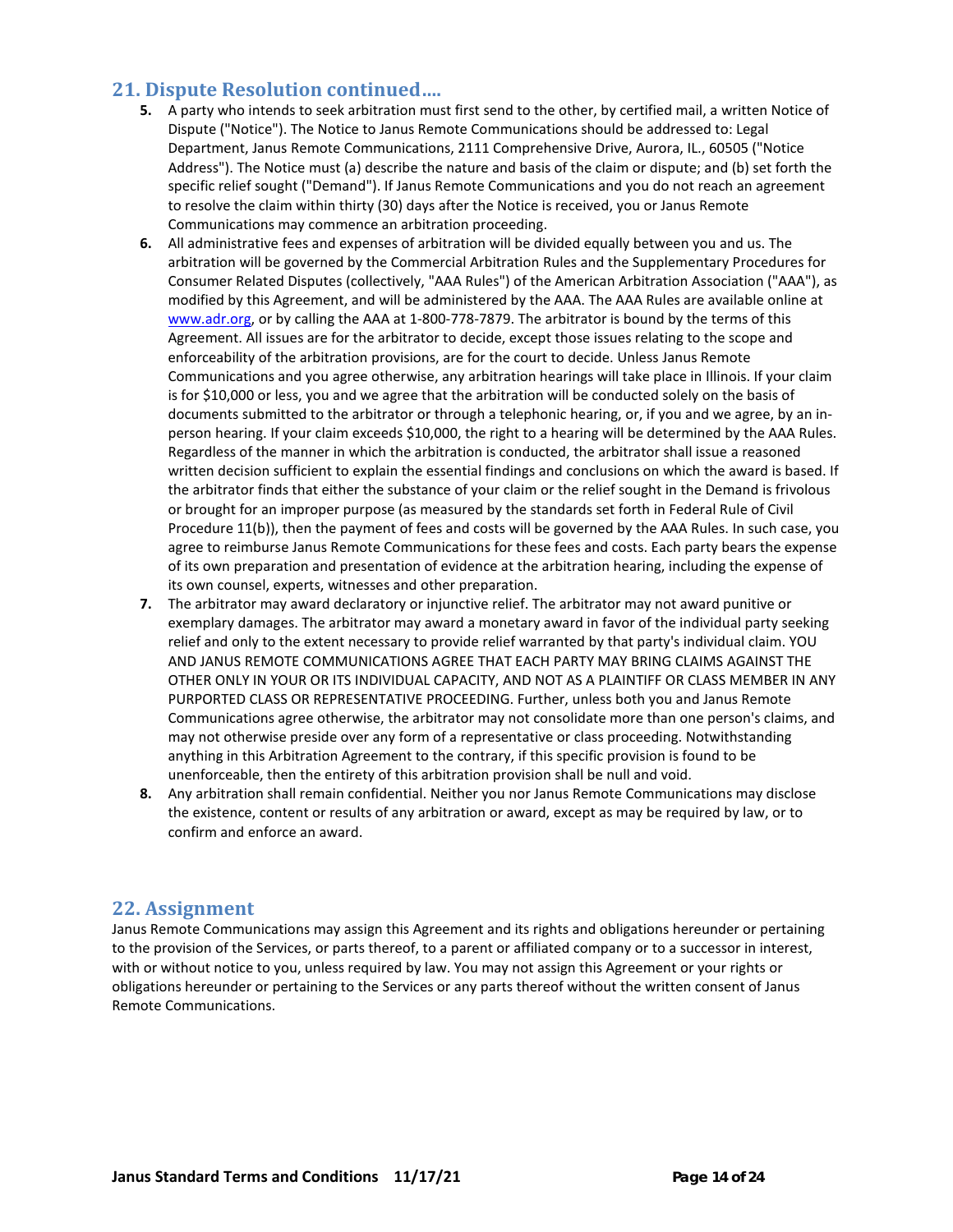## 21. Dispute Resolution continued….

5. A party who intends to seek arbitration must first send to the other, by certified mail, a written Notice of Dispute ("Notice"). The Notice to Janus Remote Communications should be addressed to: Legal Department, Janus Remote Communications, 2111 Comprehensive Drive, Aurora, IL., 60505 ("Notice Address"). The Notice must (a) describe the nature and basis of the claim or dispute; and (b) set forth the specific relief sought ("Demand"). If Janus Remote Communications and you do not reach an agreement to resolve the claim within thirty (30) days after the Notice is received, you or Janus Remote Communications may commence an arbitration proceeding.
6. All administrative fees and expenses of arbitration will be divided equally between you and us. The arbitration will be governed by the Commercial Arbitration Rules and the Supplementary Procedures for Consumer Related Disputes (collectively, "AAA Rules") of the American Arbitration Association ("AAA"), as modified by this Agreement, and will be administered by the AAA. The AAA Rules are available online at [www.adr.org](http://www.adr.org), or by calling the AAA at 1-800-778-7879. The arbitrator is bound by the terms of this Agreement. All issues are for the arbitrator to decide, except those issues relating to the scope and enforceability of the arbitration provisions, are for the court to decide. Unless Janus Remote Communications and you agree otherwise, any arbitration hearings will take place in Illinois. If your claim is for $10,000 or less, you and we agree that the arbitration will be conducted solely on the basis of documents submitted to the arbitrator or through a telephonic hearing, or, if you and we agree, by an in-person hearing. If your claim exceeds $10,000, the right to a hearing will be determined by the AAA Rules. Regardless of the manner in which the arbitration is conducted, the arbitrator shall issue a reasoned written decision sufficient to explain the essential findings and conclusions on which the award is based. If the arbitrator finds that either the substance of your claim or the relief sought in the Demand is frivolous or brought for an improper purpose (as measured by the standards set forth in Federal Rule of Civil Procedure 11(b)), then the payment of fees and costs will be governed by the AAA Rules. In such case, you agree to reimburse Janus Remote Communications for these fees and costs. Each party bears the expense of its own preparation and presentation of evidence at the arbitration hearing, including the expense of its own counsel, experts, witnesses and other preparation.
7. The arbitrator may award declaratory or injunctive relief. The arbitrator may not award punitive or exemplary damages. The arbitrator may award a monetary award in favor of the individual party seeking relief and only to the extent necessary to provide relief warranted by that party's individual claim. YOU AND JANUS REMOTE COMMUNICATIONS AGREE THAT EACH PARTY MAY BRING CLAIMS AGAINST THE OTHER ONLY IN YOUR OR ITS INDIVIDUAL CAPACITY, AND NOT AS A PLAINTIFF OR CLASS MEMBER IN ANY PURPORTED CLASS OR REPRESENTATIVE PROCEEDING. Further, unless both you and Janus Remote Communications agree otherwise, the arbitrator may not consolidate more than one person's claims, and may not otherwise preside over any form of a representative or class proceeding. Notwithstanding anything in this Arbitration Agreement to the contrary, if this specific provision is found to be unenforceable, then the entirety of this arbitration provision shall be null and void.
8. Any arbitration shall remain confidential. Neither you nor Janus Remote Communications may disclose the existence, content or results of any arbitration or award, except as may be required by law, or to confirm and enforce an award.

## 22. Assignment

Janus Remote Communications may assign this Agreement and its rights and obligations hereunder or pertaining to the provision of the Services, or parts thereof, to a parent or affiliated company or to a successor in interest, with or without notice to you, unless required by law. You may not assign this Agreement or your rights or obligations hereunder or pertaining to the Services or any parts thereof without the written consent of Janus Remote Communications.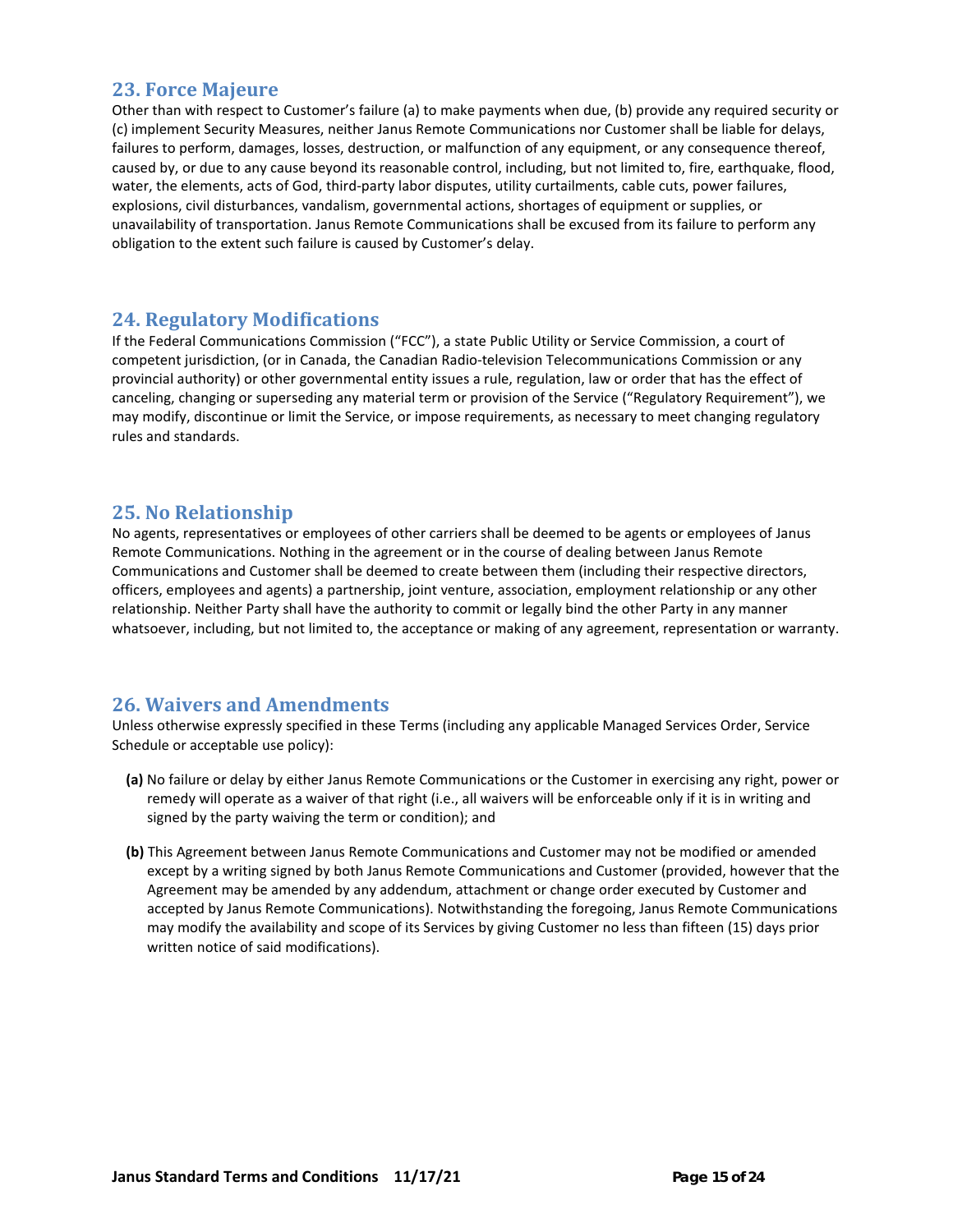## 23. Force Majeure

Other than with respect to Customer's failure (a) to make payments when due, (b) provide any required security or (c) implement Security Measures, neither Janus Remote Communications nor Customer shall be liable for delays, failures to perform, damages, losses, destruction, or malfunction of any equipment, or any consequence thereof, caused by, or due to any cause beyond its reasonable control, including, but not limited to, fire, earthquake, flood, water, the elements, acts of God, third-party labor disputes, utility curtailments, cable cuts, power failures, explosions, civil disturbances, vandalism, governmental actions, shortages of equipment or supplies, or unavailability of transportation. Janus Remote Communications shall be excused from its failure to perform any obligation to the extent such failure is caused by Customer's delay.

## 24. Regulatory Modifications

If the Federal Communications Commission ("FCC"), a state Public Utility or Service Commission, a court of competent jurisdiction, (or in Canada, the Canadian Radio-television Telecommunications Commission or any provincial authority) or other governmental entity issues a rule, regulation, law or order that has the effect of canceling, changing or superseding any material term or provision of the Service ("Regulatory Requirement"), we may modify, discontinue or limit the Service, or impose requirements, as necessary to meet changing regulatory rules and standards.

## 25. No Relationship

No agents, representatives or employees of other carriers shall be deemed to be agents or employees of Janus Remote Communications. Nothing in the agreement or in the course of dealing between Janus Remote Communications and Customer shall be deemed to create between them (including their respective directors, officers, employees and agents) a partnership, joint venture, association, employment relationship or any other relationship. Neither Party shall have the authority to commit or legally bind the other Party in any manner whatsoever, including, but not limited to, the acceptance or making of any agreement, representation or warranty.

## 26. Waivers and Amendments

Unless otherwise expressly specified in these Terms (including any applicable Managed Services Order, Service Schedule or acceptable use policy):

**(a)** No failure or delay by either Janus Remote Communications or the Customer in exercising any right, power or remedy will operate as a waiver of that right (i.e., all waivers will be enforceable only if it is in writing and signed by the party waiving the term or condition); and

**(b)** This Agreement between Janus Remote Communications and Customer may not be modified or amended except by a writing signed by both Janus Remote Communications and Customer (provided, however that the Agreement may be amended by any addendum, attachment or change order executed by Customer and accepted by Janus Remote Communications). Notwithstanding the foregoing, Janus Remote Communications may modify the availability and scope of its Services by giving Customer no less than fifteen (15) days prior written notice of said modifications).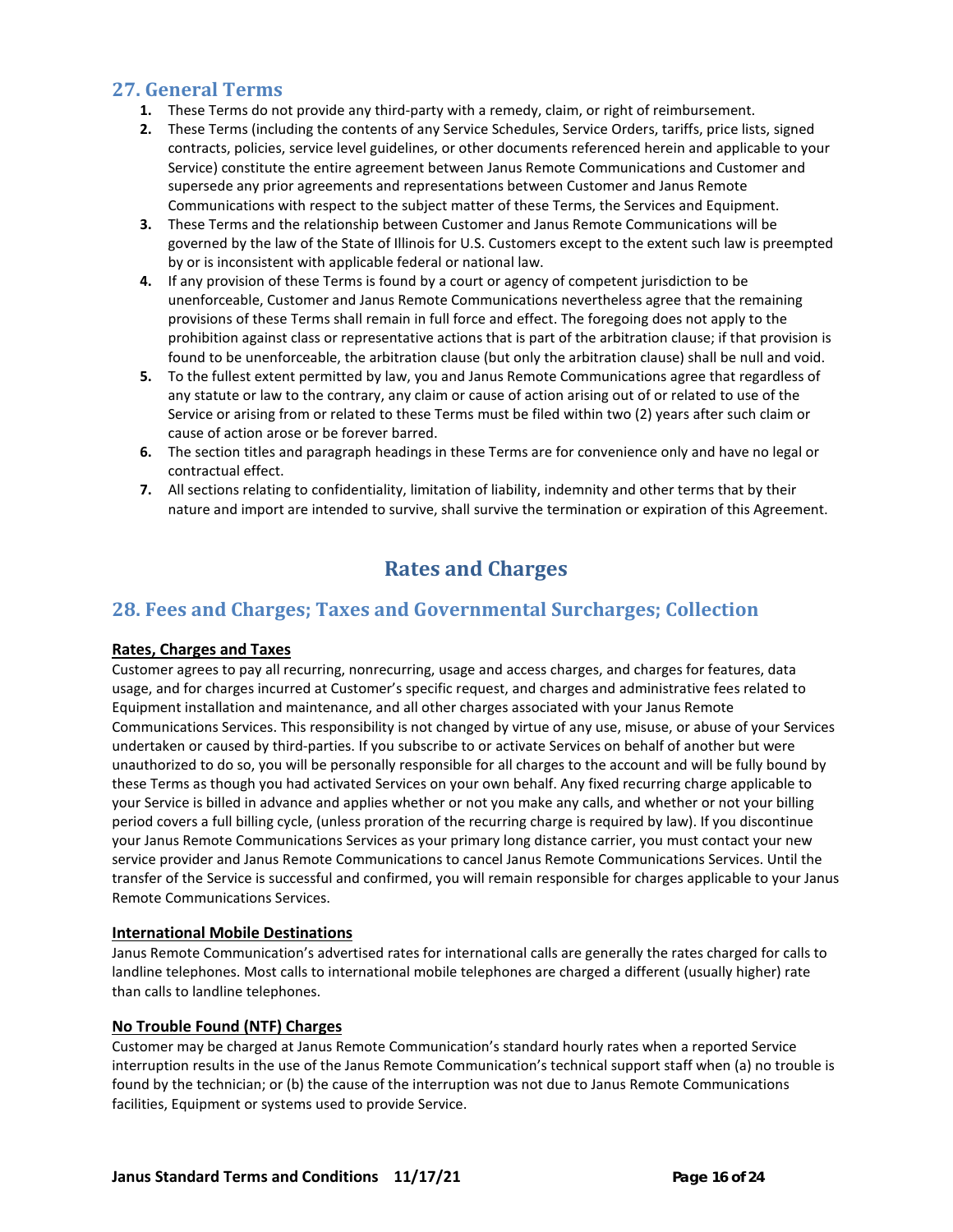## 27. General Terms

1. These Terms do not provide any third-party with a remedy, claim, or right of reimbursement.
2. These Terms (including the contents of any Service Schedules, Service Orders, tariffs, price lists, signed contracts, policies, service level guidelines, or other documents referenced herein and applicable to your Service) constitute the entire agreement between Janus Remote Communications and Customer and supersede any prior agreements and representations between Customer and Janus Remote Communications with respect to the subject matter of these Terms, the Services and Equipment.
3. These Terms and the relationship between Customer and Janus Remote Communications will be governed by the law of the State of Illinois for U.S. Customers except to the extent such law is preempted by or is inconsistent with applicable federal or national law.
4. If any provision of these Terms is found by a court or agency of competent jurisdiction to be unenforceable, Customer and Janus Remote Communications nevertheless agree that the remaining provisions of these Terms shall remain in full force and effect. The foregoing does not apply to the prohibition against class or representative actions that is part of the arbitration clause; if that provision is found to be unenforceable, the arbitration clause (but only the arbitration clause) shall be null and void.
5. To the fullest extent permitted by law, you and Janus Remote Communications agree that regardless of any statute or law to the contrary, any claim or cause of action arising out of or related to use of the Service or arising from or related to these Terms must be filed within two (2) years after such claim or cause of action arose or be forever barred.
6. The section titles and paragraph headings in these Terms are for convenience only and have no legal or contractual effect.
7. All sections relating to confidentiality, limitation of liability, indemnity and other terms that by their nature and import are intended to survive, shall survive the termination or expiration of this Agreement.

# Rates and Charges

## 28. Fees and Charges; Taxes and Governmental Surcharges; Collection

**Rates, Charges and Taxes**

Customer agrees to pay all recurring, nonrecurring, usage and access charges, and charges for features, data usage, and for charges incurred at Customer's specific request, and charges and administrative fees related to Equipment installation and maintenance, and all other charges associated with your Janus Remote Communications Services. This responsibility is not changed by virtue of any use, misuse, or abuse of your Services undertaken or caused by third-parties. If you subscribe to or activate Services on behalf of another but were unauthorized to do so, you will be personally responsible for all charges to the account and will be fully bound by these Terms as though you had activated Services on your own behalf. Any fixed recurring charge applicable to your Service is billed in advance and applies whether or not you make any calls, and whether or not your billing period covers a full billing cycle, (unless proration of the recurring charge is required by law). If you discontinue your Janus Remote Communications Services as your primary long distance carrier, you must contact your new service provider and Janus Remote Communications to cancel Janus Remote Communications Services. Until the transfer of the Service is successful and confirmed, you will remain responsible for charges applicable to your Janus Remote Communications Services.

**International Mobile Destinations**

Janus Remote Communication's advertised rates for international calls are generally the rates charged for calls to landline telephones. Most calls to international mobile telephones are charged a different (usually higher) rate than calls to landline telephones.

**No Trouble Found (NTF) Charges**

Customer may be charged at Janus Remote Communication's standard hourly rates when a reported Service interruption results in the use of the Janus Remote Communication's technical support staff when (a) no trouble is found by the technician; or (b) the cause of the interruption was not due to Janus Remote Communications facilities, Equipment or systems used to provide Service.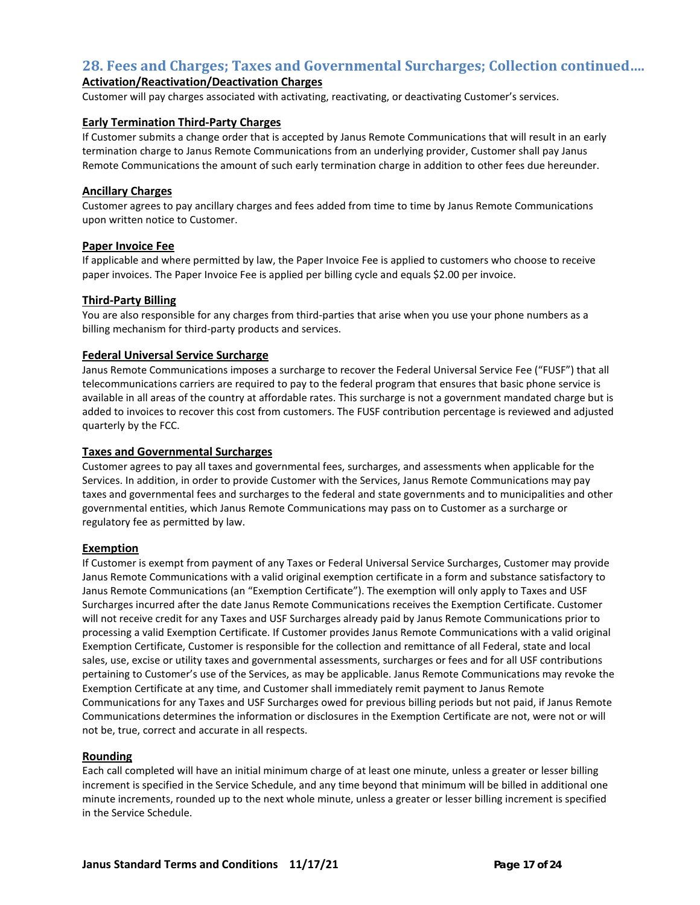## 28. Fees and Charges; Taxes and Governmental Surcharges; Collection continued….

**Activation/Reactivation/Deactivation Charges**

Customer will pay charges associated with activating, reactivating, or deactivating Customer's services.

**Early Termination Third-Party Charges**

If Customer submits a change order that is accepted by Janus Remote Communications that will result in an early termination charge to Janus Remote Communications from an underlying provider, Customer shall pay Janus Remote Communications the amount of such early termination charge in addition to other fees due hereunder.

**Ancillary Charges**

Customer agrees to pay ancillary charges and fees added from time to time by Janus Remote Communications upon written notice to Customer.

**Paper Invoice Fee**

If applicable and where permitted by law, the Paper Invoice Fee is applied to customers who choose to receive paper invoices. The Paper Invoice Fee is applied per billing cycle and equals $2.00 per invoice.

**Third-Party Billing**

You are also responsible for any charges from third-parties that arise when you use your phone numbers as a billing mechanism for third-party products and services.

**Federal Universal Service Surcharge**

Janus Remote Communications imposes a surcharge to recover the Federal Universal Service Fee ("FUSF") that all telecommunications carriers are required to pay to the federal program that ensures that basic phone service is available in all areas of the country at affordable rates. This surcharge is not a government mandated charge but is added to invoices to recover this cost from customers. The FUSF contribution percentage is reviewed and adjusted quarterly by the FCC.

**Taxes and Governmental Surcharges**

Customer agrees to pay all taxes and governmental fees, surcharges, and assessments when applicable for the Services. In addition, in order to provide Customer with the Services, Janus Remote Communications may pay taxes and governmental fees and surcharges to the federal and state governments and to municipalities and other governmental entities, which Janus Remote Communications may pass on to Customer as a surcharge or regulatory fee as permitted by law.

**Exemption**

If Customer is exempt from payment of any Taxes or Federal Universal Service Surcharges, Customer may provide Janus Remote Communications with a valid original exemption certificate in a form and substance satisfactory to Janus Remote Communications (an "Exemption Certificate"). The exemption will only apply to Taxes and USF Surcharges incurred after the date Janus Remote Communications receives the Exemption Certificate. Customer will not receive credit for any Taxes and USF Surcharges already paid by Janus Remote Communications prior to processing a valid Exemption Certificate. If Customer provides Janus Remote Communications with a valid original Exemption Certificate, Customer is responsible for the collection and remittance of all Federal, state and local sales, use, excise or utility taxes and governmental assessments, surcharges or fees and for all USF contributions pertaining to Customer's use of the Services, as may be applicable. Janus Remote Communications may revoke the Exemption Certificate at any time, and Customer shall immediately remit payment to Janus Remote Communications for any Taxes and USF Surcharges owed for previous billing periods but not paid, if Janus Remote Communications determines the information or disclosures in the Exemption Certificate are not, were not or will not be, true, correct and accurate in all respects.

**Rounding**

Each call completed will have an initial minimum charge of at least one minute, unless a greater or lesser billing increment is specified in the Service Schedule, and any time beyond that minimum will be billed in additional one minute increments, rounded up to the next whole minute, unless a greater or lesser billing increment is specified in the Service Schedule.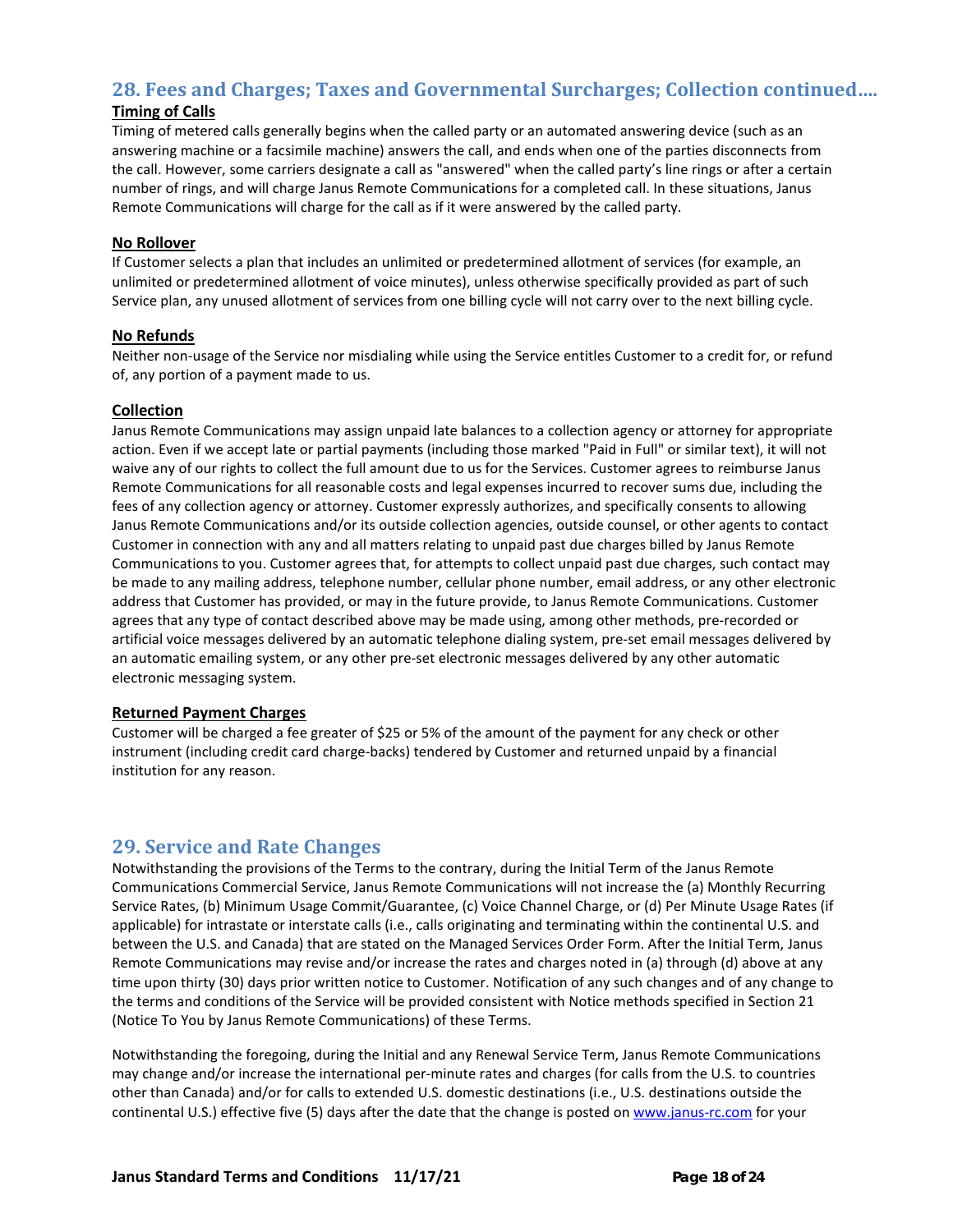## 28. Fees and Charges; Taxes and Governmental Surcharges; Collection continued….

**Timing of Calls**

Timing of metered calls generally begins when the called party or an automated answering device (such as an answering machine or a facsimile machine) answers the call, and ends when one of the parties disconnects from the call. However, some carriers designate a call as "answered" when the called party's line rings or after a certain number of rings, and will charge Janus Remote Communications for a completed call. In these situations, Janus Remote Communications will charge for the call as if it were answered by the called party.

**No Rollover**

If Customer selects a plan that includes an unlimited or predetermined allotment of services (for example, an unlimited or predetermined allotment of voice minutes), unless otherwise specifically provided as part of such Service plan, any unused allotment of services from one billing cycle will not carry over to the next billing cycle.

**No Refunds**

Neither non-usage of the Service nor misdialing while using the Service entitles Customer to a credit for, or refund of, any portion of a payment made to us.

**Collection**

Janus Remote Communications may assign unpaid late balances to a collection agency or attorney for appropriate action. Even if we accept late or partial payments (including those marked "Paid in Full" or similar text), it will not waive any of our rights to collect the full amount due to us for the Services. Customer agrees to reimburse Janus Remote Communications for all reasonable costs and legal expenses incurred to recover sums due, including the fees of any collection agency or attorney. Customer expressly authorizes, and specifically consents to allowing Janus Remote Communications and/or its outside collection agencies, outside counsel, or other agents to contact Customer in connection with any and all matters relating to unpaid past due charges billed by Janus Remote Communications to you. Customer agrees that, for attempts to collect unpaid past due charges, such contact may be made to any mailing address, telephone number, cellular phone number, email address, or any other electronic address that Customer has provided, or may in the future provide, to Janus Remote Communications. Customer agrees that any type of contact described above may be made using, among other methods, pre-recorded or artificial voice messages delivered by an automatic telephone dialing system, pre-set email messages delivered by an automatic emailing system, or any other pre-set electronic messages delivered by any other automatic electronic messaging system.

**Returned Payment Charges**

Customer will be charged a fee greater of $25 or 5% of the amount of the payment for any check or other instrument (including credit card charge-backs) tendered by Customer and returned unpaid by a financial institution for any reason.

## 29. Service and Rate Changes

Notwithstanding the provisions of the Terms to the contrary, during the Initial Term of the Janus Remote Communications Commercial Service, Janus Remote Communications will not increase the (a) Monthly Recurring Service Rates, (b) Minimum Usage Commit/Guarantee, (c) Voice Channel Charge, or (d) Per Minute Usage Rates (if applicable) for intrastate or interstate calls (i.e., calls originating and terminating within the continental U.S. and between the U.S. and Canada) that are stated on the Managed Services Order Form. After the Initial Term, Janus Remote Communications may revise and/or increase the rates and charges noted in (a) through (d) above at any time upon thirty (30) days prior written notice to Customer. Notification of any such changes and of any change to the terms and conditions of the Service will be provided consistent with Notice methods specified in Section 21 (Notice To You by Janus Remote Communications) of these Terms.

Notwithstanding the foregoing, during the Initial and any Renewal Service Term, Janus Remote Communications may change and/or increase the international per-minute rates and charges (for calls from the U.S. to countries other than Canada) and/or for calls to extended U.S. domestic destinations (i.e., U.S. destinations outside the continental U.S.) effective five (5) days after the date that the change is posted on www.janus-rc.com for your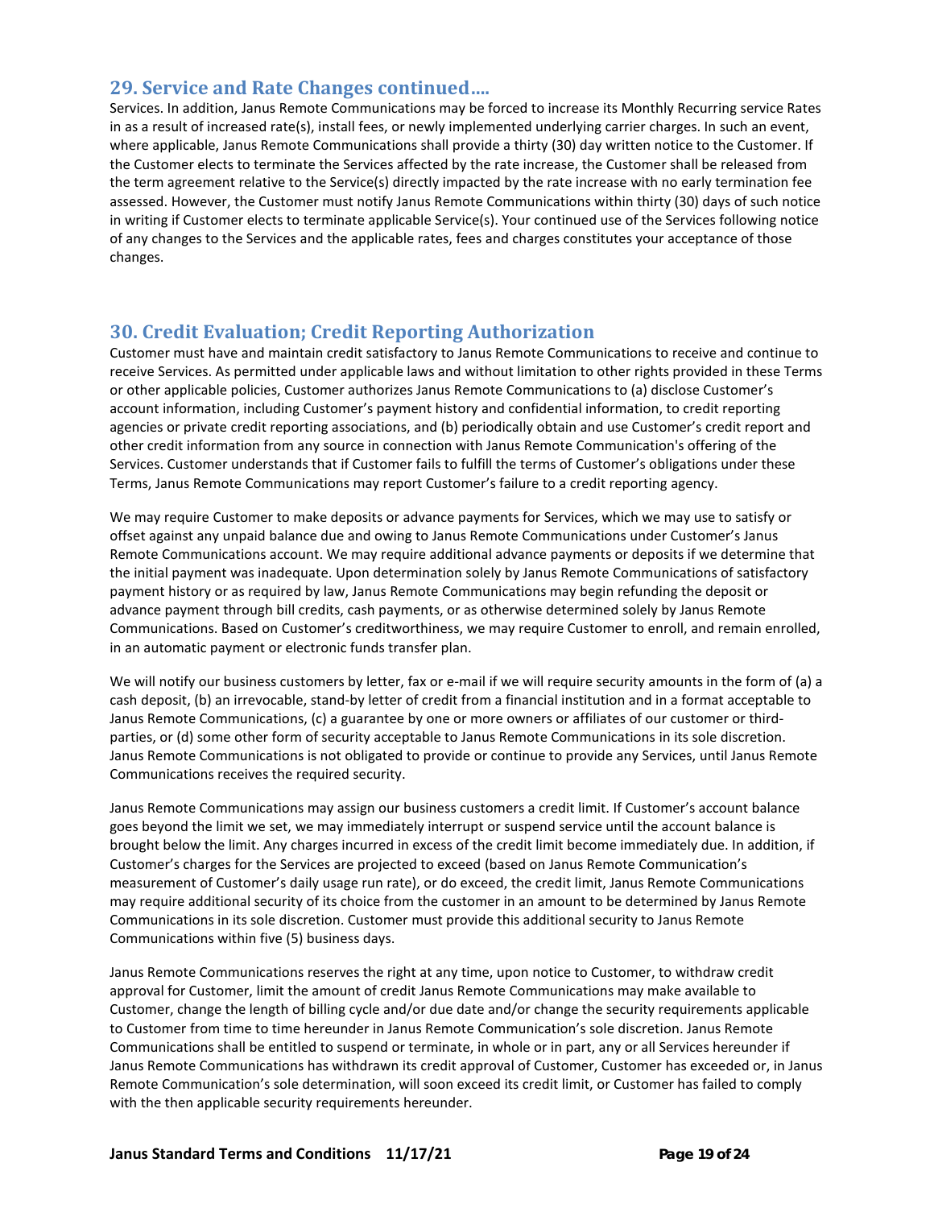## 29. Service and Rate Changes continued….

Services. In addition, Janus Remote Communications may be forced to increase its Monthly Recurring service Rates in as a result of increased rate(s), install fees, or newly implemented underlying carrier charges. In such an event, where applicable, Janus Remote Communications shall provide a thirty (30) day written notice to the Customer. If the Customer elects to terminate the Services affected by the rate increase, the Customer shall be released from the term agreement relative to the Service(s) directly impacted by the rate increase with no early termination fee assessed. However, the Customer must notify Janus Remote Communications within thirty (30) days of such notice in writing if Customer elects to terminate applicable Service(s). Your continued use of the Services following notice of any changes to the Services and the applicable rates, fees and charges constitutes your acceptance of those changes.

## 30. Credit Evaluation; Credit Reporting Authorization

Customer must have and maintain credit satisfactory to Janus Remote Communications to receive and continue to receive Services. As permitted under applicable laws and without limitation to other rights provided in these Terms or other applicable policies, Customer authorizes Janus Remote Communications to (a) disclose Customer's account information, including Customer's payment history and confidential information, to credit reporting agencies or private credit reporting associations, and (b) periodically obtain and use Customer's credit report and other credit information from any source in connection with Janus Remote Communication's offering of the Services. Customer understands that if Customer fails to fulfill the terms of Customer's obligations under these Terms, Janus Remote Communications may report Customer's failure to a credit reporting agency.

We may require Customer to make deposits or advance payments for Services, which we may use to satisfy or offset against any unpaid balance due and owing to Janus Remote Communications under Customer's Janus Remote Communications account. We may require additional advance payments or deposits if we determine that the initial payment was inadequate. Upon determination solely by Janus Remote Communications of satisfactory payment history or as required by law, Janus Remote Communications may begin refunding the deposit or advance payment through bill credits, cash payments, or as otherwise determined solely by Janus Remote Communications. Based on Customer's creditworthiness, we may require Customer to enroll, and remain enrolled, in an automatic payment or electronic funds transfer plan.

We will notify our business customers by letter, fax or e-mail if we will require security amounts in the form of (a) a cash deposit, (b) an irrevocable, stand-by letter of credit from a financial institution and in a format acceptable to Janus Remote Communications, (c) a guarantee by one or more owners or affiliates of our customer or third-parties, or (d) some other form of security acceptable to Janus Remote Communications in its sole discretion. Janus Remote Communications is not obligated to provide or continue to provide any Services, until Janus Remote Communications receives the required security.

Janus Remote Communications may assign our business customers a credit limit. If Customer's account balance goes beyond the limit we set, we may immediately interrupt or suspend service until the account balance is brought below the limit. Any charges incurred in excess of the credit limit become immediately due. In addition, if Customer's charges for the Services are projected to exceed (based on Janus Remote Communication's measurement of Customer's daily usage run rate), or do exceed, the credit limit, Janus Remote Communications may require additional security of its choice from the customer in an amount to be determined by Janus Remote Communications in its sole discretion. Customer must provide this additional security to Janus Remote Communications within five (5) business days.

Janus Remote Communications reserves the right at any time, upon notice to Customer, to withdraw credit approval for Customer, limit the amount of credit Janus Remote Communications may make available to Customer, change the length of billing cycle and/or due date and/or change the security requirements applicable to Customer from time to time hereunder in Janus Remote Communication's sole discretion. Janus Remote Communications shall be entitled to suspend or terminate, in whole or in part, any or all Services hereunder if Janus Remote Communications has withdrawn its credit approval of Customer, Customer has exceeded or, in Janus Remote Communication's sole determination, will soon exceed its credit limit, or Customer has failed to comply with the then applicable security requirements hereunder.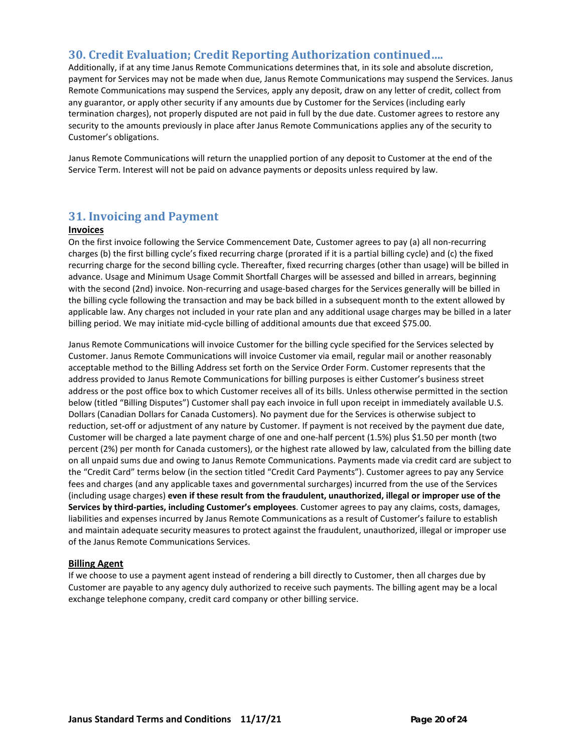## 30. Credit Evaluation; Credit Reporting Authorization continued….

Additionally, if at any time Janus Remote Communications determines that, in its sole and absolute discretion, payment for Services may not be made when due, Janus Remote Communications may suspend the Services. Janus Remote Communications may suspend the Services, apply any deposit, draw on any letter of credit, collect from any guarantor, or apply other security if any amounts due by Customer for the Services (including early termination charges), not properly disputed are not paid in full by the due date. Customer agrees to restore any security to the amounts previously in place after Janus Remote Communications applies any of the security to Customer's obligations.

Janus Remote Communications will return the unapplied portion of any deposit to Customer at the end of the Service Term. Interest will not be paid on advance payments or deposits unless required by law.

## 31. Invoicing and Payment

**Invoices**

On the first invoice following the Service Commencement Date, Customer agrees to pay (a) all non-recurring charges (b) the first billing cycle's fixed recurring charge (prorated if it is a partial billing cycle) and (c) the fixed recurring charge for the second billing cycle. Thereafter, fixed recurring charges (other than usage) will be billed in advance. Usage and Minimum Usage Commit Shortfall Charges will be assessed and billed in arrears, beginning with the second (2nd) invoice. Non-recurring and usage-based charges for the Services generally will be billed in the billing cycle following the transaction and may be back billed in a subsequent month to the extent allowed by applicable law. Any charges not included in your rate plan and any additional usage charges may be billed in a later billing period. We may initiate mid-cycle billing of additional amounts due that exceed $75.00.

Janus Remote Communications will invoice Customer for the billing cycle specified for the Services selected by Customer. Janus Remote Communications will invoice Customer via email, regular mail or another reasonably acceptable method to the Billing Address set forth on the Service Order Form. Customer represents that the address provided to Janus Remote Communications for billing purposes is either Customer's business street address or the post office box to which Customer receives all of its bills. Unless otherwise permitted in the section below (titled "Billing Disputes") Customer shall pay each invoice in full upon receipt in immediately available U.S. Dollars (Canadian Dollars for Canada Customers). No payment due for the Services is otherwise subject to reduction, set-off or adjustment of any nature by Customer. If payment is not received by the payment due date, Customer will be charged a late payment charge of one and one-half percent (1.5%) plus $1.50 per month (two percent (2%) per month for Canada customers), or the highest rate allowed by law, calculated from the billing date on all unpaid sums due and owing to Janus Remote Communications. Payments made via credit card are subject to the "Credit Card" terms below (in the section titled "Credit Card Payments"). Customer agrees to pay any Service fees and charges (and any applicable taxes and governmental surcharges) incurred from the use of the Services (including usage charges) **even if these result from the fraudulent, unauthorized, illegal or improper use of the Services by third-parties, including Customer's employees**. Customer agrees to pay any claims, costs, damages, liabilities and expenses incurred by Janus Remote Communications as a result of Customer's failure to establish and maintain adequate security measures to protect against the fraudulent, unauthorized, illegal or improper use of the Janus Remote Communications Services.

**Billing Agent**

If we choose to use a payment agent instead of rendering a bill directly to Customer, then all charges due by Customer are payable to any agency duly authorized to receive such payments. The billing agent may be a local exchange telephone company, credit card company or other billing service.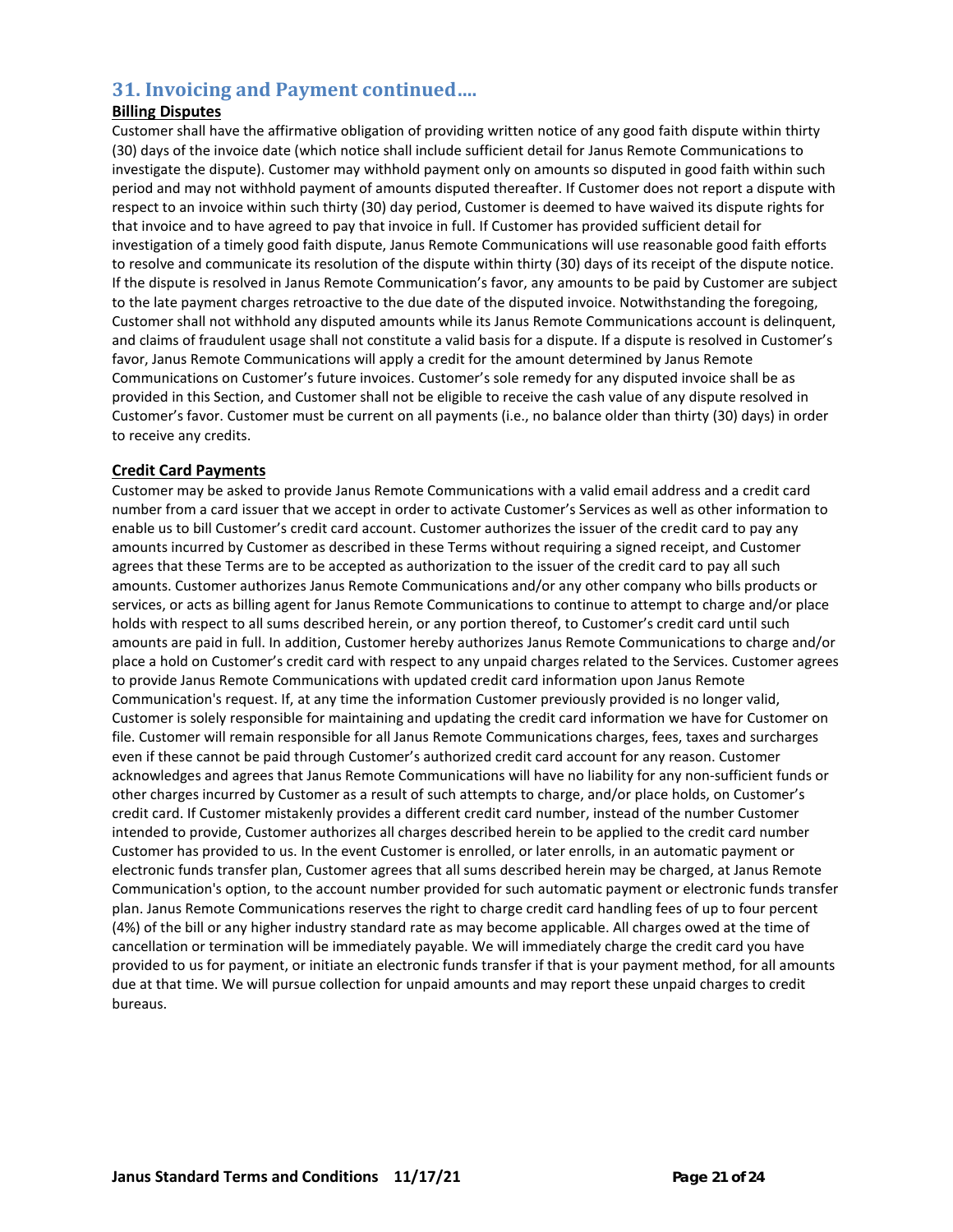## 31. Invoicing and Payment continued….

**Billing Disputes**

Customer shall have the affirmative obligation of providing written notice of any good faith dispute within thirty (30) days of the invoice date (which notice shall include sufficient detail for Janus Remote Communications to investigate the dispute). Customer may withhold payment only on amounts so disputed in good faith within such period and may not withhold payment of amounts disputed thereafter. If Customer does not report a dispute with respect to an invoice within such thirty (30) day period, Customer is deemed to have waived its dispute rights for that invoice and to have agreed to pay that invoice in full. If Customer has provided sufficient detail for investigation of a timely good faith dispute, Janus Remote Communications will use reasonable good faith efforts to resolve and communicate its resolution of the dispute within thirty (30) days of its receipt of the dispute notice. If the dispute is resolved in Janus Remote Communication's favor, any amounts to be paid by Customer are subject to the late payment charges retroactive to the due date of the disputed invoice. Notwithstanding the foregoing, Customer shall not withhold any disputed amounts while its Janus Remote Communications account is delinquent, and claims of fraudulent usage shall not constitute a valid basis for a dispute. If a dispute is resolved in Customer's favor, Janus Remote Communications will apply a credit for the amount determined by Janus Remote Communications on Customer's future invoices. Customer's sole remedy for any disputed invoice shall be as provided in this Section, and Customer shall not be eligible to receive the cash value of any dispute resolved in Customer's favor. Customer must be current on all payments (i.e., no balance older than thirty (30) days) in order to receive any credits.

**Credit Card Payments**

Customer may be asked to provide Janus Remote Communications with a valid email address and a credit card number from a card issuer that we accept in order to activate Customer's Services as well as other information to enable us to bill Customer's credit card account. Customer authorizes the issuer of the credit card to pay any amounts incurred by Customer as described in these Terms without requiring a signed receipt, and Customer agrees that these Terms are to be accepted as authorization to the issuer of the credit card to pay all such amounts. Customer authorizes Janus Remote Communications and/or any other company who bills products or services, or acts as billing agent for Janus Remote Communications to continue to attempt to charge and/or place holds with respect to all sums described herein, or any portion thereof, to Customer's credit card until such amounts are paid in full. In addition, Customer hereby authorizes Janus Remote Communications to charge and/or place a hold on Customer's credit card with respect to any unpaid charges related to the Services. Customer agrees to provide Janus Remote Communications with updated credit card information upon Janus Remote Communication's request. If, at any time the information Customer previously provided is no longer valid, Customer is solely responsible for maintaining and updating the credit card information we have for Customer on file. Customer will remain responsible for all Janus Remote Communications charges, fees, taxes and surcharges even if these cannot be paid through Customer's authorized credit card account for any reason. Customer acknowledges and agrees that Janus Remote Communications will have no liability for any non-sufficient funds or other charges incurred by Customer as a result of such attempts to charge, and/or place holds, on Customer's credit card. If Customer mistakenly provides a different credit card number, instead of the number Customer intended to provide, Customer authorizes all charges described herein to be applied to the credit card number Customer has provided to us. In the event Customer is enrolled, or later enrolls, in an automatic payment or electronic funds transfer plan, Customer agrees that all sums described herein may be charged, at Janus Remote Communication's option, to the account number provided for such automatic payment or electronic funds transfer plan. Janus Remote Communications reserves the right to charge credit card handling fees of up to four percent (4%) of the bill or any higher industry standard rate as may become applicable. All charges owed at the time of cancellation or termination will be immediately payable. We will immediately charge the credit card you have provided to us for payment, or initiate an electronic funds transfer if that is your payment method, for all amounts due at that time. We will pursue collection for unpaid amounts and may report these unpaid charges to credit bureaus.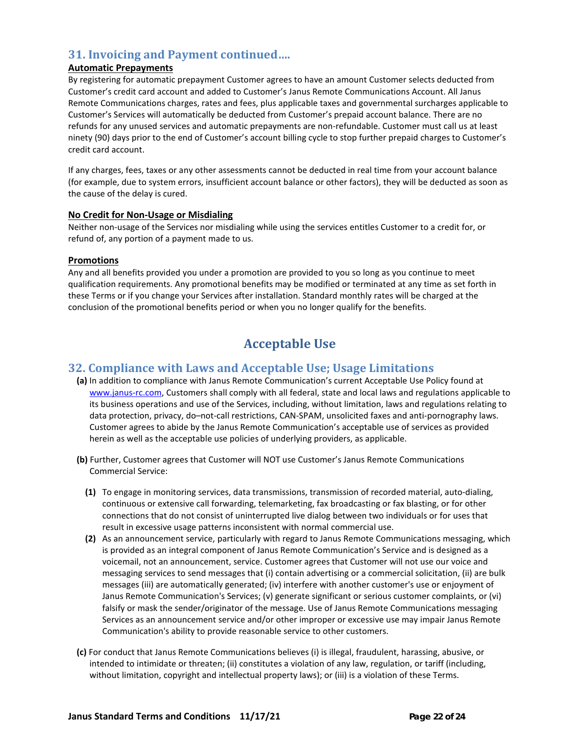## 31. Invoicing and Payment continued….

**Automatic Prepayments**

By registering for automatic prepayment Customer agrees to have an amount Customer selects deducted from Customer's credit card account and added to Customer's Janus Remote Communications Account. All Janus Remote Communications charges, rates and fees, plus applicable taxes and governmental surcharges applicable to Customer's Services will automatically be deducted from Customer's prepaid account balance. There are no refunds for any unused services and automatic prepayments are non-refundable. Customer must call us at least ninety (90) days prior to the end of Customer's account billing cycle to stop further prepaid charges to Customer's credit card account.

If any charges, fees, taxes or any other assessments cannot be deducted in real time from your account balance (for example, due to system errors, insufficient account balance or other factors), they will be deducted as soon as the cause of the delay is cured.

**No Credit for Non-Usage or Misdialing**

Neither non-usage of the Services nor misdialing while using the services entitles Customer to a credit for, or refund of, any portion of a payment made to us.

**Promotions**

Any and all benefits provided you under a promotion are provided to you so long as you continue to meet qualification requirements. Any promotional benefits may be modified or terminated at any time as set forth in these Terms or if you change your Services after installation. Standard monthly rates will be charged at the conclusion of the promotional benefits period or when you no longer qualify for the benefits.

# Acceptable Use

## 32. Compliance with Laws and Acceptable Use; Usage Limitations

**(a)** In addition to compliance with Janus Remote Communication's current Acceptable Use Policy found at www.janus-rc.com, Customers shall comply with all federal, state and local laws and regulations applicable to its business operations and use of the Services, including, without limitation, laws and regulations relating to data protection, privacy, do–not-call restrictions, CAN-SPAM, unsolicited faxes and anti-pornography laws. Customer agrees to abide by the Janus Remote Communication's acceptable use of services as provided herein as well as the acceptable use policies of underlying providers, as applicable.

**(b)** Further, Customer agrees that Customer will NOT use Customer's Janus Remote Communications Commercial Service:

**(1)** To engage in monitoring services, data transmissions, transmission of recorded material, auto-dialing, continuous or extensive call forwarding, telemarketing, fax broadcasting or fax blasting, or for other connections that do not consist of uninterrupted live dialog between two individuals or for uses that result in excessive usage patterns inconsistent with normal commercial use.

**(2)** As an announcement service, particularly with regard to Janus Remote Communications messaging, which is provided as an integral component of Janus Remote Communication's Service and is designed as a voicemail, not an announcement, service. Customer agrees that Customer will not use our voice and messaging services to send messages that (i) contain advertising or a commercial solicitation, (ii) are bulk messages (iii) are automatically generated; (iv) interfere with another customer's use or enjoyment of Janus Remote Communication's Services; (v) generate significant or serious customer complaints, or (vi) falsify or mask the sender/originator of the message. Use of Janus Remote Communications messaging Services as an announcement service and/or other improper or excessive use may impair Janus Remote Communication's ability to provide reasonable service to other customers.

**(c)** For conduct that Janus Remote Communications believes (i) is illegal, fraudulent, harassing, abusive, or intended to intimidate or threaten; (ii) constitutes a violation of any law, regulation, or tariff (including, without limitation, copyright and intellectual property laws); or (iii) is a violation of these Terms.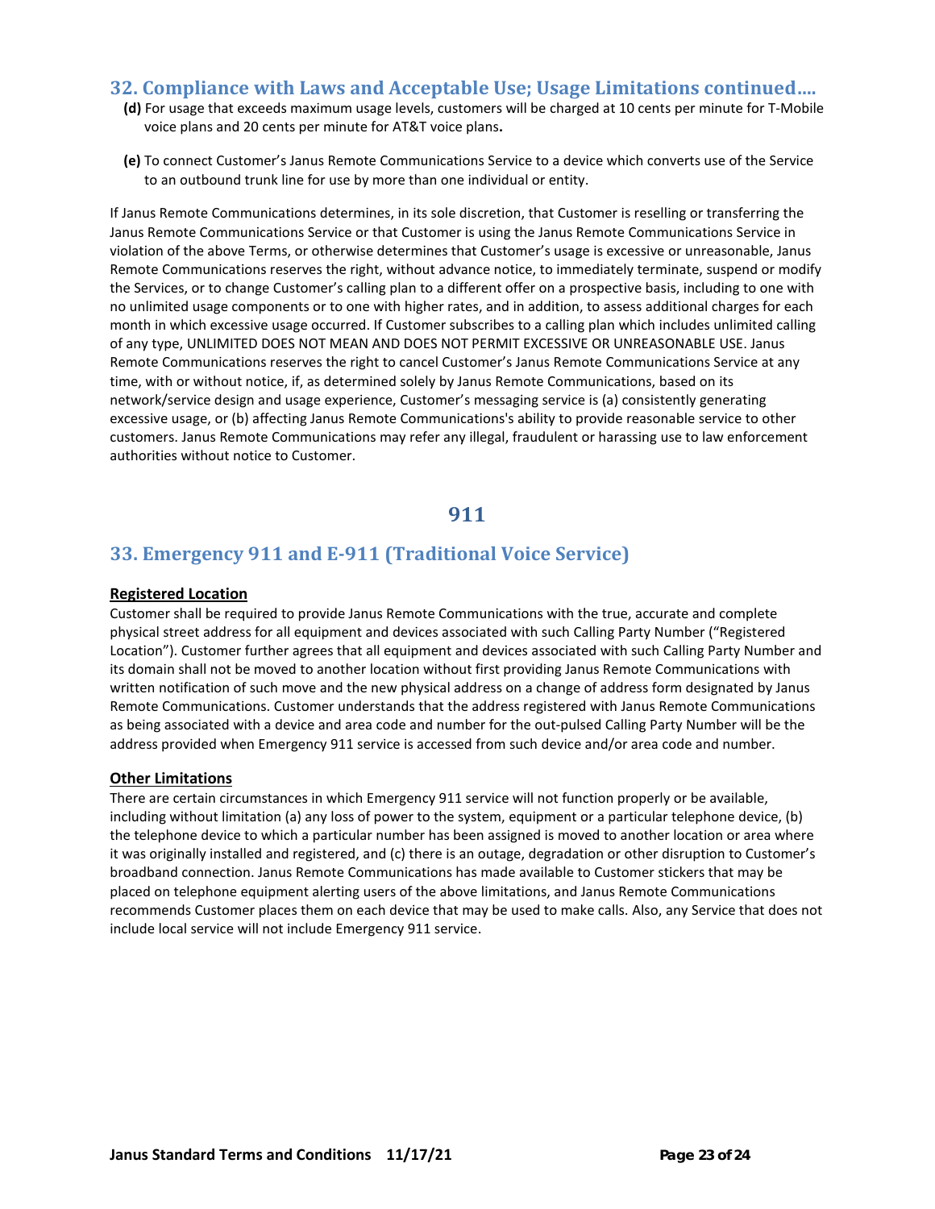## 32. Compliance with Laws and Acceptable Use; Usage Limitations continued….

**(d)** For usage that exceeds maximum usage levels, customers will be charged at 10 cents per minute for T-Mobile voice plans and 20 cents per minute for AT&T voice plans**.**

**(e)** To connect Customer's Janus Remote Communications Service to a device which converts use of the Service to an outbound trunk line for use by more than one individual or entity.

If Janus Remote Communications determines, in its sole discretion, that Customer is reselling or transferring the Janus Remote Communications Service or that Customer is using the Janus Remote Communications Service in violation of the above Terms, or otherwise determines that Customer's usage is excessive or unreasonable, Janus Remote Communications reserves the right, without advance notice, to immediately terminate, suspend or modify the Services, or to change Customer's calling plan to a different offer on a prospective basis, including to one with no unlimited usage components or to one with higher rates, and in addition, to assess additional charges for each month in which excessive usage occurred. If Customer subscribes to a calling plan which includes unlimited calling of any type, UNLIMITED DOES NOT MEAN AND DOES NOT PERMIT EXCESSIVE OR UNREASONABLE USE. Janus Remote Communications reserves the right to cancel Customer's Janus Remote Communications Service at any time, with or without notice, if, as determined solely by Janus Remote Communications, based on its network/service design and usage experience, Customer's messaging service is (a) consistently generating excessive usage, or (b) affecting Janus Remote Communications's ability to provide reasonable service to other customers. Janus Remote Communications may refer any illegal, fraudulent or harassing use to law enforcement authorities without notice to Customer.

# 911

## 33. Emergency 911 and E-911 (Traditional Voice Service)

**Registered Location**

Customer shall be required to provide Janus Remote Communications with the true, accurate and complete physical street address for all equipment and devices associated with such Calling Party Number ("Registered Location"). Customer further agrees that all equipment and devices associated with such Calling Party Number and its domain shall not be moved to another location without first providing Janus Remote Communications with written notification of such move and the new physical address on a change of address form designated by Janus Remote Communications. Customer understands that the address registered with Janus Remote Communications as being associated with a device and area code and number for the out-pulsed Calling Party Number will be the address provided when Emergency 911 service is accessed from such device and/or area code and number.

**Other Limitations**

There are certain circumstances in which Emergency 911 service will not function properly or be available, including without limitation (a) any loss of power to the system, equipment or a particular telephone device, (b) the telephone device to which a particular number has been assigned is moved to another location or area where it was originally installed and registered, and (c) there is an outage, degradation or other disruption to Customer's broadband connection. Janus Remote Communications has made available to Customer stickers that may be placed on telephone equipment alerting users of the above limitations, and Janus Remote Communications recommends Customer places them on each device that may be used to make calls. Also, any Service that does not include local service will not include Emergency 911 service.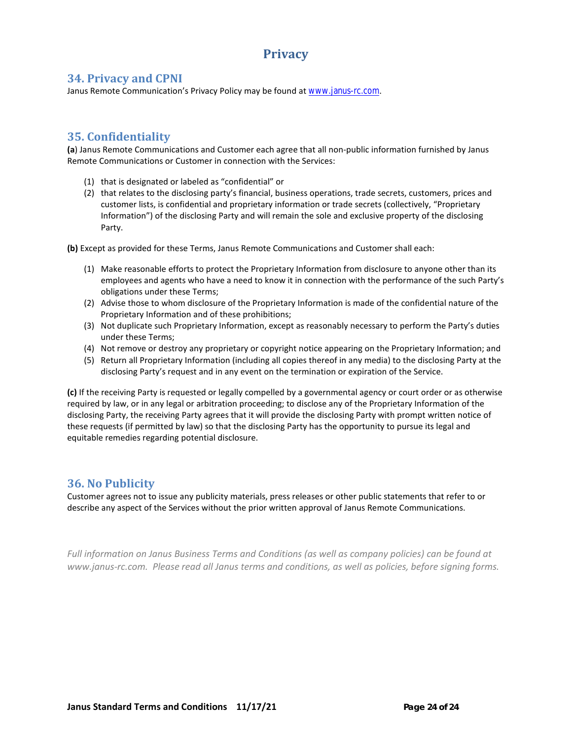# Privacy

## 34. Privacy and CPNI

Janus Remote Communication's Privacy Policy may be found at www.janus-rc.com.

## 35. Confidentiality

**(a**) Janus Remote Communications and Customer each agree that all non-public information furnished by Janus Remote Communications or Customer in connection with the Services:

(1) that is designated or labeled as "confidential" or
(2) that relates to the disclosing party's financial, business operations, trade secrets, customers, prices and customer lists, is confidential and proprietary information or trade secrets (collectively, "Proprietary Information") of the disclosing Party and will remain the sole and exclusive property of the disclosing Party.

**(b)** Except as provided for these Terms, Janus Remote Communications and Customer shall each:

(1) Make reasonable efforts to protect the Proprietary Information from disclosure to anyone other than its employees and agents who have a need to know it in connection with the performance of the such Party's obligations under these Terms;
(2) Advise those to whom disclosure of the Proprietary Information is made of the confidential nature of the Proprietary Information and of these prohibitions;
(3) Not duplicate such Proprietary Information, except as reasonably necessary to perform the Party's duties under these Terms;
(4) Not remove or destroy any proprietary or copyright notice appearing on the Proprietary Information; and
(5) Return all Proprietary Information (including all copies thereof in any media) to the disclosing Party at the disclosing Party's request and in any event on the termination or expiration of the Service.

**(c)** If the receiving Party is requested or legally compelled by a governmental agency or court order or as otherwise required by law, or in any legal or arbitration proceeding; to disclose any of the Proprietary Information of the disclosing Party, the receiving Party agrees that it will provide the disclosing Party with prompt written notice of these requests (if permitted by law) so that the disclosing Party has the opportunity to pursue its legal and equitable remedies regarding potential disclosure.

## 36. No Publicity

Customer agrees not to issue any publicity materials, press releases or other public statements that refer to or describe any aspect of the Services without the prior written approval of Janus Remote Communications.

*Full information on Janus Business Terms and Conditions (as well as company policies) can be found at www.janus-rc.com. Please read all Janus terms and conditions, as well as policies, before signing forms.*